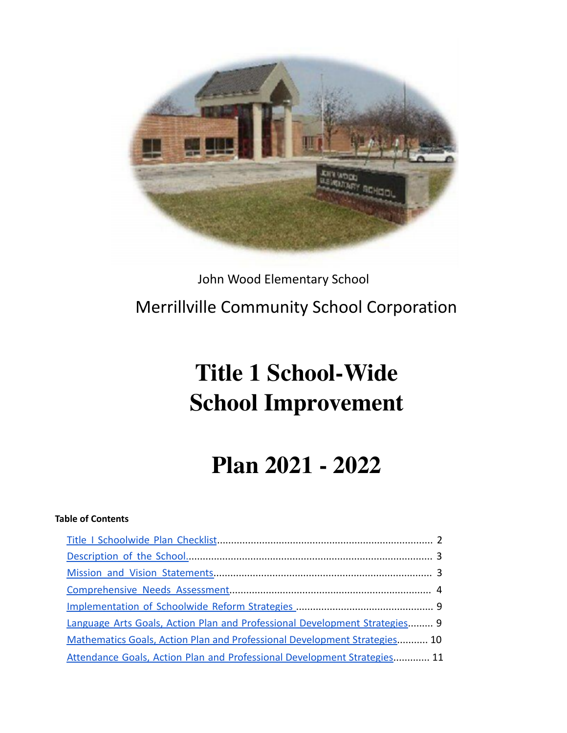John Wood Elementary School

Merrillville Community School Corporation

# Title 1 School-Wide School Improvement

# Plan 2021 - 2022

**Table of Contents**

- Title I Schoolwide Plan Checklist.......................................................................... 2
- Description of the School...................................................................................... 3
- Mission and Vision Statements............................................................................. 3
- Comprehensive Needs Assessment....................................................................... 4
- Implementation of Schoolwide Reform Strategies ................................................ 9
- Language Arts Goals, Action Plan and Professional Development Strategies......... 9
- Mathematics Goals, Action Plan and Professional Development Strategies........... 10
- Attendance Goals, Action Plan and Professional Development Strategies............. 11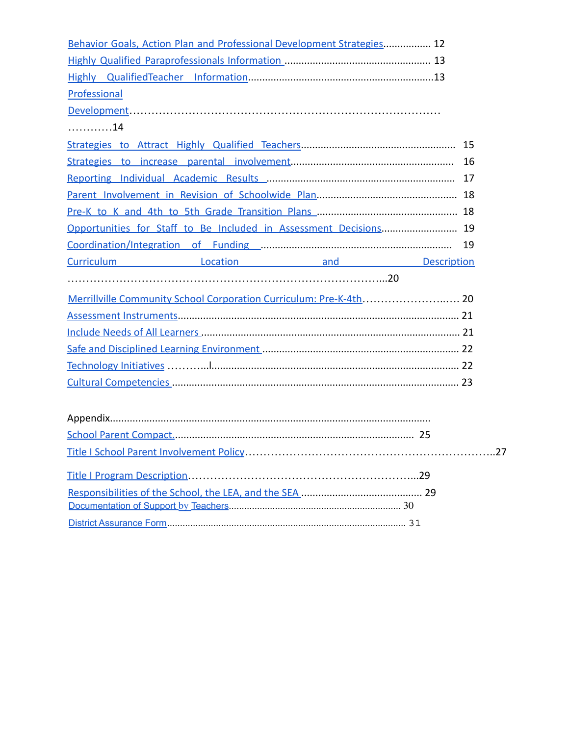Behavior Goals, Action Plan and Professional Development Strategies................. 12

Highly Qualified Paraprofessionals Information .................................................... 13

Highly QualifiedTeacher Information.................................................................13

Professional Development……………………………………………………………………… …………14

Strategies to Attract Highly Qualified Teachers...................................................... 15

Strategies to increase parental involvement......................................................... 16

Reporting Individual Academic Results .................................................................. 17

Parent Involvement in Revision of Schoolwide Plan................................................. 18

Pre-K to K and 4th to 5th Grade Transition Plans ................................................. 18

Opportunities for Staff to Be Included in Assessment Decisions........................... 19

Coordination/Integration of Funding .................................................................... 19

Curriculum Location and Description ……………………………………………………………………...20

Merrillville Community School Corporation Curriculum: Pre-K-4th……………………..… 20

Assessment Instruments.................................................................................................. 21

Include Needs of All Learners .......................................................................................... 21

Safe and Disciplined Learning Environment ..................................................................... 22

Technology Initiatives ………..l....................................................................................... 22

Cultural Competencies ..................................................................................................... 23

Appendix................................................................................................................

School Parent Compact.................................................................................... 25

Title I School Parent Involvement Policy………………………………………………………..27

Title I Program Description……………………………………………………...29

Responsibilities of the School, the LEA, and the SEA ........................................... 29

Documentation of Support by Teachers................................................................. 30

District Assurance Form.......................................................................................... 31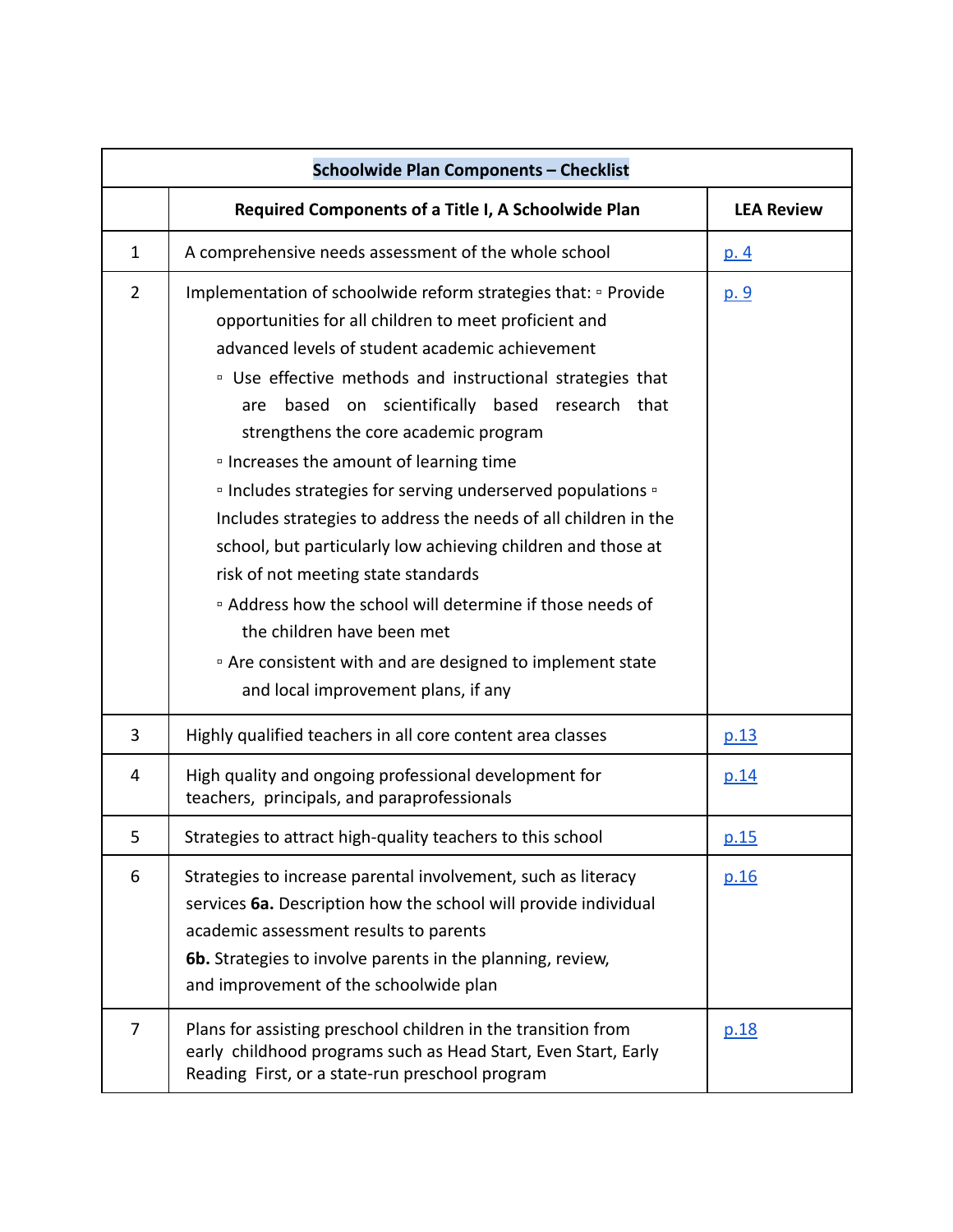| Schoolwide Plan Components – Checklist | | |
|---|---|---|
| | **Required Components of a Title I, A Schoolwide Plan** | **LEA Review** |
| 1 | A comprehensive needs assessment of the whole school | p. 4 |
| 2 | Implementation of schoolwide reform strategies that: ▫ Provide opportunities for all children to meet proficient and advanced levels of student academic achievement<br>▫ Use effective methods and instructional strategies that are based on scientifically based research that strengthens the core academic program<br>▫ Increases the amount of learning time<br>▫ Includes strategies for serving underserved populations ▫ Includes strategies to address the needs of all children in the school, but particularly low achieving children and those at risk of not meeting state standards<br>▫ Address how the school will determine if those needs of the children have been met<br>▫ Are consistent with and are designed to implement state and local improvement plans, if any | p. 9 |
| 3 | Highly qualified teachers in all core content area classes | p.13 |
| 4 | High quality and ongoing professional development for teachers, principals, and paraprofessionals | p.14 |
| 5 | Strategies to attract high-quality teachers to this school | p.15 |
| 6 | Strategies to increase parental involvement, such as literacy services **6a.** Description how the school will provide individual academic assessment results to parents<br>**6b.** Strategies to involve parents in the planning, review, and improvement of the schoolwide plan | p.16 |
| 7 | Plans for assisting preschool children in the transition from early childhood programs such as Head Start, Even Start, Early Reading First, or a state-run preschool program | p.18 |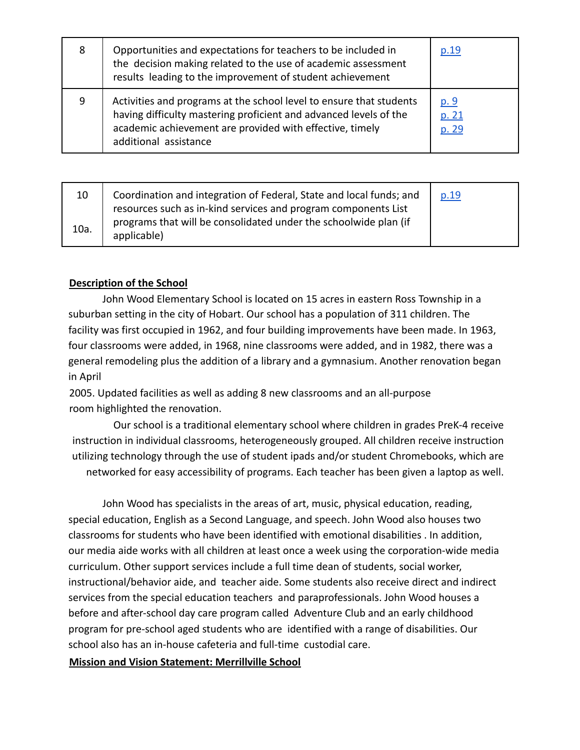| 8 | Opportunities and expectations for teachers to be included in the decision making related to the use of academic assessment results leading to the improvement of student achievement | p.19 |
|---|---|---|
| 9 | Activities and programs at the school level to ensure that students having difficulty mastering proficient and advanced levels of the academic achievement are provided with effective, timely additional assistance | p. 9<br>p. 21<br>p. 29 |

| 10<br><br>10a. | Coordination and integration of Federal, State and local funds; and resources such as in-kind services and program components List programs that will be consolidated under the schoolwide plan (if applicable) | p.19 |
|---|---|---|

**Description of the School**

John Wood Elementary School is located on 15 acres in eastern Ross Township in a suburban setting in the city of Hobart. Our school has a population of 311 children. The facility was first occupied in 1962, and four building improvements have been made. In 1963, four classrooms were added, in 1968, nine classrooms were added, and in 1982, there was a general remodeling plus the addition of a library and a gymnasium. Another renovation began in April 2005. Updated facilities as well as adding 8 new classrooms and an all-purpose room highlighted the renovation.

Our school is a traditional elementary school where children in grades PreK-4 receive instruction in individual classrooms, heterogeneously grouped. All children receive instruction utilizing technology through the use of student ipads and/or student Chromebooks, which are networked for easy accessibility of programs. Each teacher has been given a laptop as well.

John Wood has specialists in the areas of art, music, physical education, reading, special education, English as a Second Language, and speech. John Wood also houses two classrooms for students who have been identified with emotional disabilities . In addition, our media aide works with all children at least once a week using the corporation-wide media curriculum. Other support services include a full time dean of students, social worker, instructional/behavior aide, and teacher aide. Some students also receive direct and indirect services from the special education teachers and paraprofessionals. John Wood houses a before and after-school day care program called Adventure Club and an early childhood program for pre-school aged students who are identified with a range of disabilities. Our school also has an in-house cafeteria and full-time custodial care.

**Mission and Vision Statement: Merrillville School**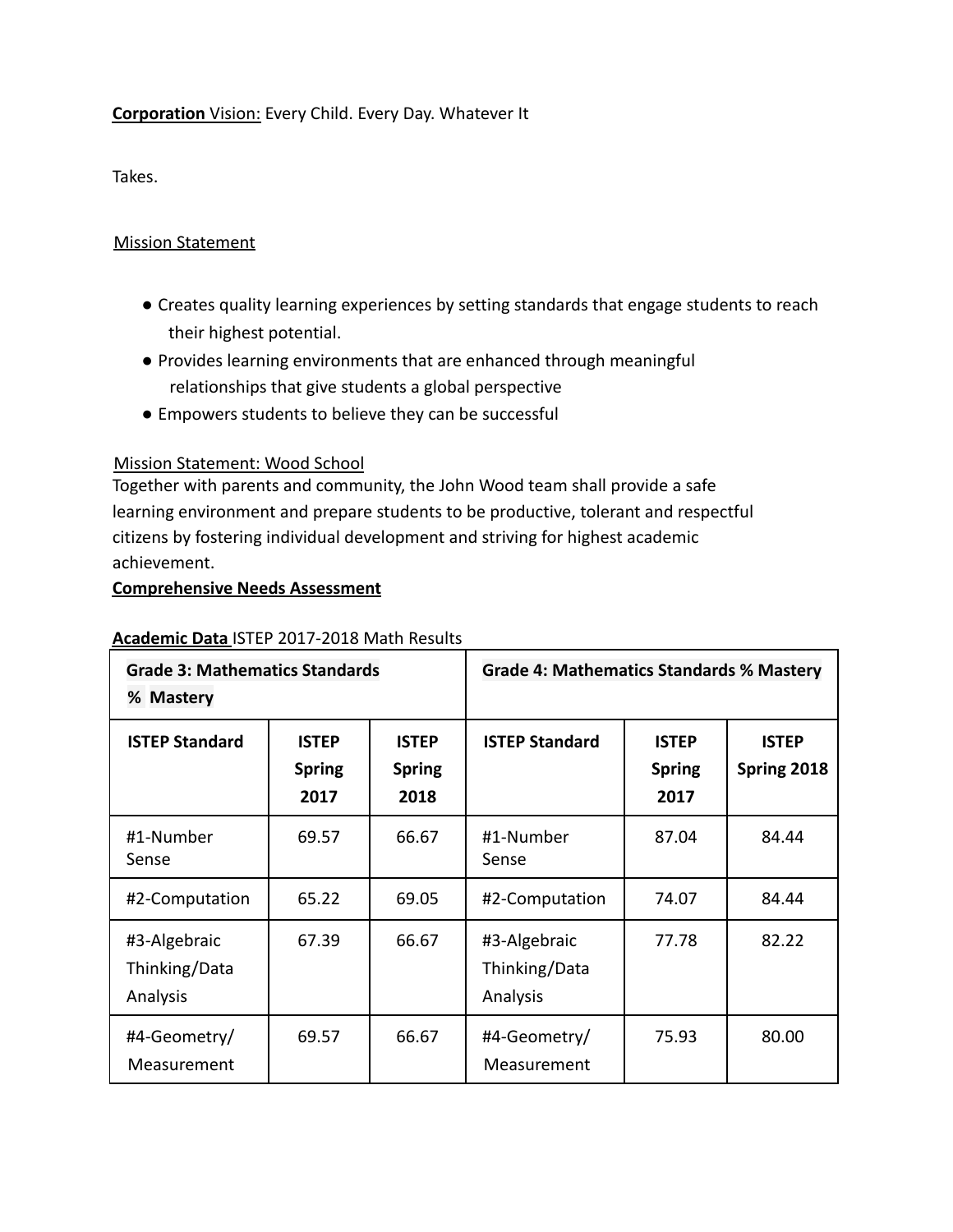**Corporation** Vision: Every Child. Every Day. Whatever It

Takes.

Mission Statement

- Creates quality learning experiences by setting standards that engage students to reach their highest potential.
- Provides learning environments that are enhanced through meaningful relationships that give students a global perspective
- Empowers students to believe they can be successful

Mission Statement: Wood School

Together with parents and community, the John Wood team shall provide a safe learning environment and prepare students to be productive, tolerant and respectful citizens by fostering individual development and striving for highest academic achievement.

**Comprehensive Needs Assessment**

**Academic Data** ISTEP 2017-2018 Math Results

| **Grade 3: Mathematics Standards % Mastery** | | | **Grade 4: Mathematics Standards % Mastery** | | |
|---|---|---|---|---|---|
| **ISTEP Standard** | **ISTEP Spring 2017** | **ISTEP Spring 2018** | **ISTEP Standard** | **ISTEP Spring 2017** | **ISTEP Spring 2018** |
| #1-Number Sense | 69.57 | 66.67 | #1-Number Sense | 87.04 | 84.44 |
| #2-Computation | 65.22 | 69.05 | #2-Computation | 74.07 | 84.44 |
| #3-Algebraic Thinking/Data Analysis | 67.39 | 66.67 | #3-Algebraic Thinking/Data Analysis | 77.78 | 82.22 |
| #4-Geometry/ Measurement | 69.57 | 66.67 | #4-Geometry/ Measurement | 75.93 | 80.00 |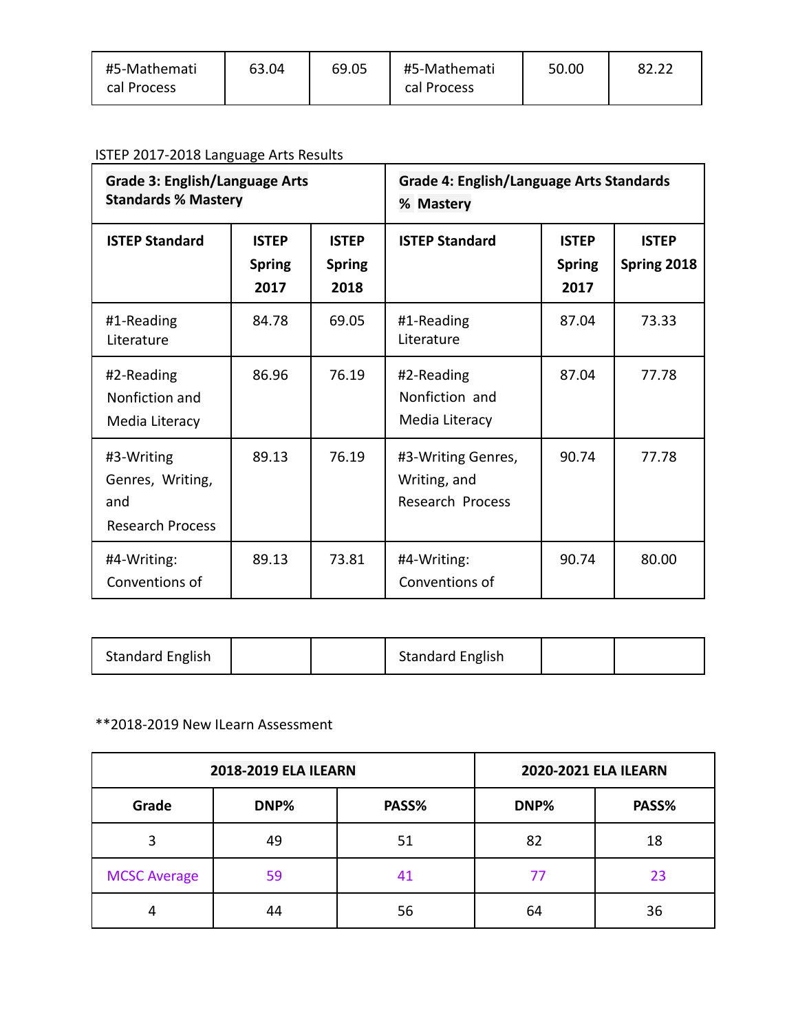| #5-Mathematical Process | 63.04 | 69.05 | #5-Mathematical Process | 50.00 | 82.22 |
|---|---|---|---|---|---|

ISTEP 2017-2018 Language Arts Results

| **Grade 3: English/Language Arts Standards % Mastery** | | | **Grade 4: English/Language Arts Standards % Mastery** | | |
|---|---|---|---|---|---|
| **ISTEP Standard** | **ISTEP Spring 2017** | **ISTEP Spring 2018** | **ISTEP Standard** | **ISTEP Spring 2017** | **ISTEP Spring 2018** |
| #1-Reading Literature | 84.78 | 69.05 | #1-Reading Literature | 87.04 | 73.33 |
| #2-Reading Nonfiction and Media Literacy | 86.96 | 76.19 | #2-Reading Nonfiction and Media Literacy | 87.04 | 77.78 |
| #3-Writing Genres, Writing, and Research Process | 89.13 | 76.19 | #3-Writing Genres, Writing, and Research Process | 90.74 | 77.78 |
| #4-Writing: Conventions of Standard English | 89.13 | 73.81 | #4-Writing: Conventions of Standard English | 90.74 | 80.00 |

**2018-2019 New ILearn Assessment

| **2018-2019 ELA ILEARN** | | | **2020-2021 ELA ILEARN** | |
|---|---|---|---|---|
| **Grade** | **DNP%** | **PASS%** | **DNP%** | **PASS%** |
| 3 | 49 | 51 | 82 | 18 |
| MCSC Average | 59 | 41 | 77 | 23 |
| 4 | 44 | 56 | 64 | 36 |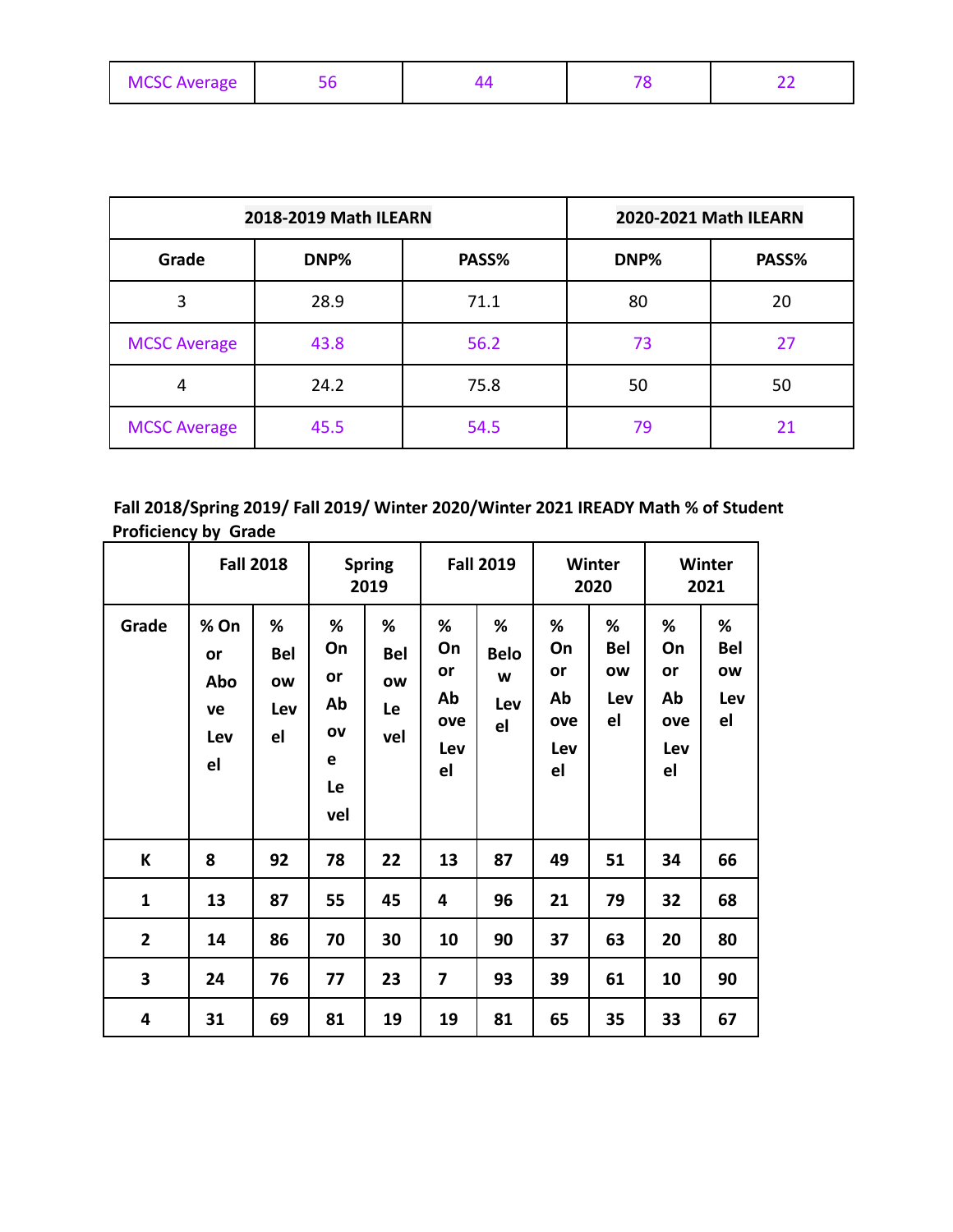| MCSC Average | 56 | 44 | 78 | 22 |
|---|---|---|---|---|

| 2018-2019 Math ILEARN | | | 2020-2021 Math ILEARN | |
|---|---|---|---|---|
| **Grade** | **DNP%** | **PASS%** | **DNP%** | **PASS%** |
| 3 | 28.9 | 71.1 | 80 | 20 |
| MCSC Average | 43.8 | 56.2 | 73 | 27 |
| 4 | 24.2 | 75.8 | 50 | 50 |
| MCSC Average | 45.5 | 54.5 | 79 | 21 |

**Fall 2018/Spring 2019/ Fall 2019/ Winter 2020/Winter 2021 IREADY Math % of Student Proficiency by Grade**

| | Fall 2018 | | Spring 2019 | | Fall 2019 | | Winter 2020 | | Winter 2021 | |
|---|---|---|---|---|---|---|---|---|---|---|
| **Grade** | **% On or Above Level** | **% Below Level** | **% On or Above Level** | **% Below Level** | **% On or Above Level** | **% Below Level** | **% On or Above Level** | **% Below Level** | **% On or Above Level** | **% Below Level** |
| **K** | **8** | **92** | **78** | **22** | **13** | **87** | **49** | **51** | **34** | **66** |
| **1** | **13** | **87** | **55** | **45** | **4** | **96** | **21** | **79** | **32** | **68** |
| **2** | **14** | **86** | **70** | **30** | **10** | **90** | **37** | **63** | **20** | **80** |
| **3** | **24** | **76** | **77** | **23** | **7** | **93** | **39** | **61** | **10** | **90** |
| **4** | **31** | **69** | **81** | **19** | **19** | **81** | **65** | **35** | **33** | **67** |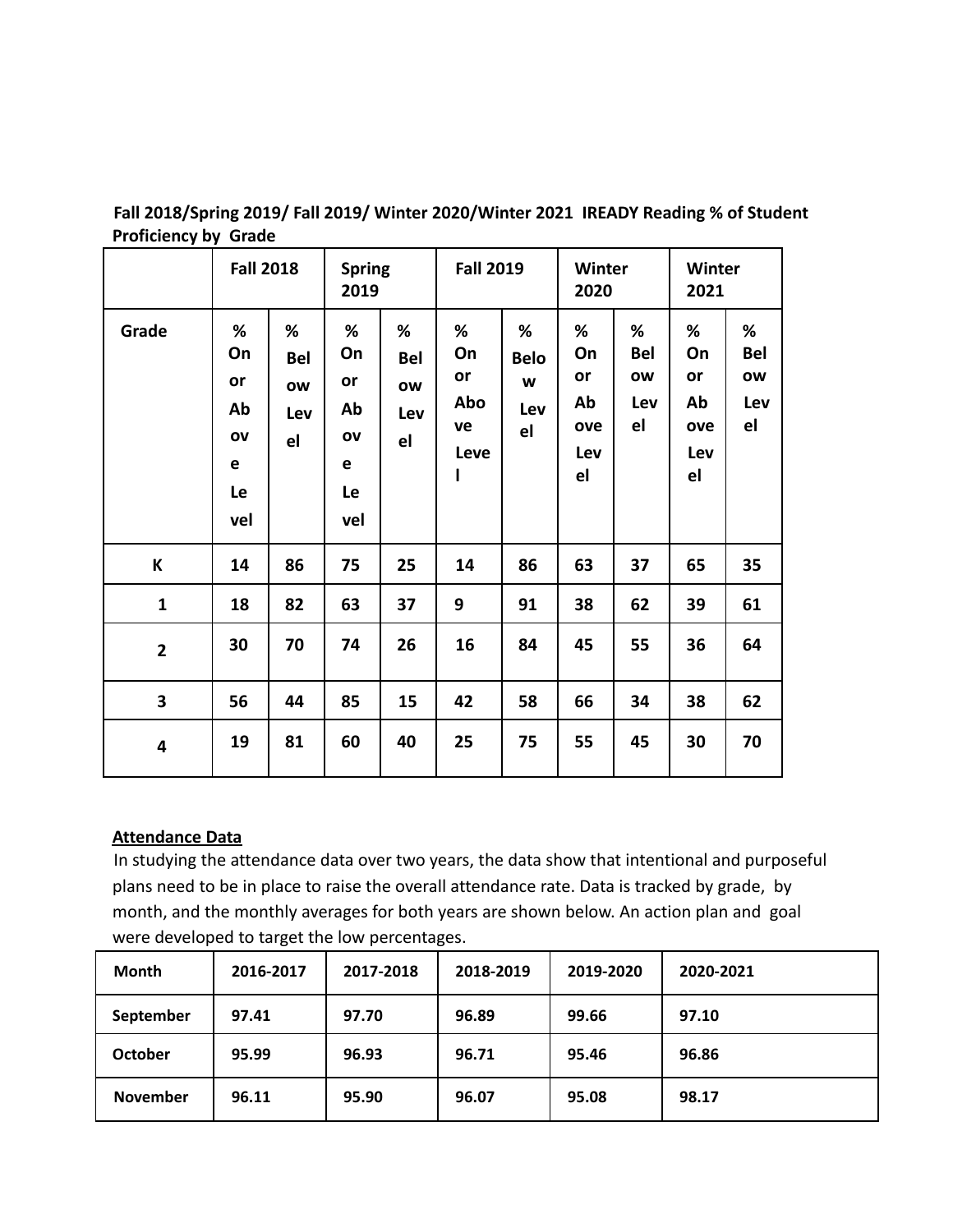**Fall 2018/Spring 2019/ Fall 2019/ Winter 2020/Winter 2021 IREADY Reading % of Student Proficiency by Grade**

| | Fall 2018 | | Spring 2019 | | Fall 2019 | | Winter 2020 | | Winter 2021 | |
|---|---|---|---|---|---|---|---|---|---|---|
| Grade | % On or Above Level | % Below Level | % On or Above Level | % Below Level | % On or Above Level | % Below Level | % On or Above Level | % Below Level | % On or Above Level | % Below Level |
| K | 14 | 86 | 75 | 25 | 14 | 86 | 63 | 37 | 65 | 35 |
| 1 | 18 | 82 | 63 | 37 | 9 | 91 | 38 | 62 | 39 | 61 |
| 2 | 30 | 70 | 74 | 26 | 16 | 84 | 45 | 55 | 36 | 64 |
| 3 | 56 | 44 | 85 | 15 | 42 | 58 | 66 | 34 | 38 | 62 |
| 4 | 19 | 81 | 60 | 40 | 25 | 75 | 55 | 45 | 30 | 70 |

**Attendance Data**

In studying the attendance data over two years, the data show that intentional and purposeful plans need to be in place to raise the overall attendance rate. Data is tracked by grade, by month, and the monthly averages for both years are shown below. An action plan and goal were developed to target the low percentages.

| Month | 2016-2017 | 2017-2018 | 2018-2019 | 2019-2020 | 2020-2021 |
|---|---|---|---|---|---|
| September | 97.41 | 97.70 | 96.89 | 99.66 | 97.10 |
| October | 95.99 | 96.93 | 96.71 | 95.46 | 96.86 |
| November | 96.11 | 95.90 | 96.07 | 95.08 | 98.17 |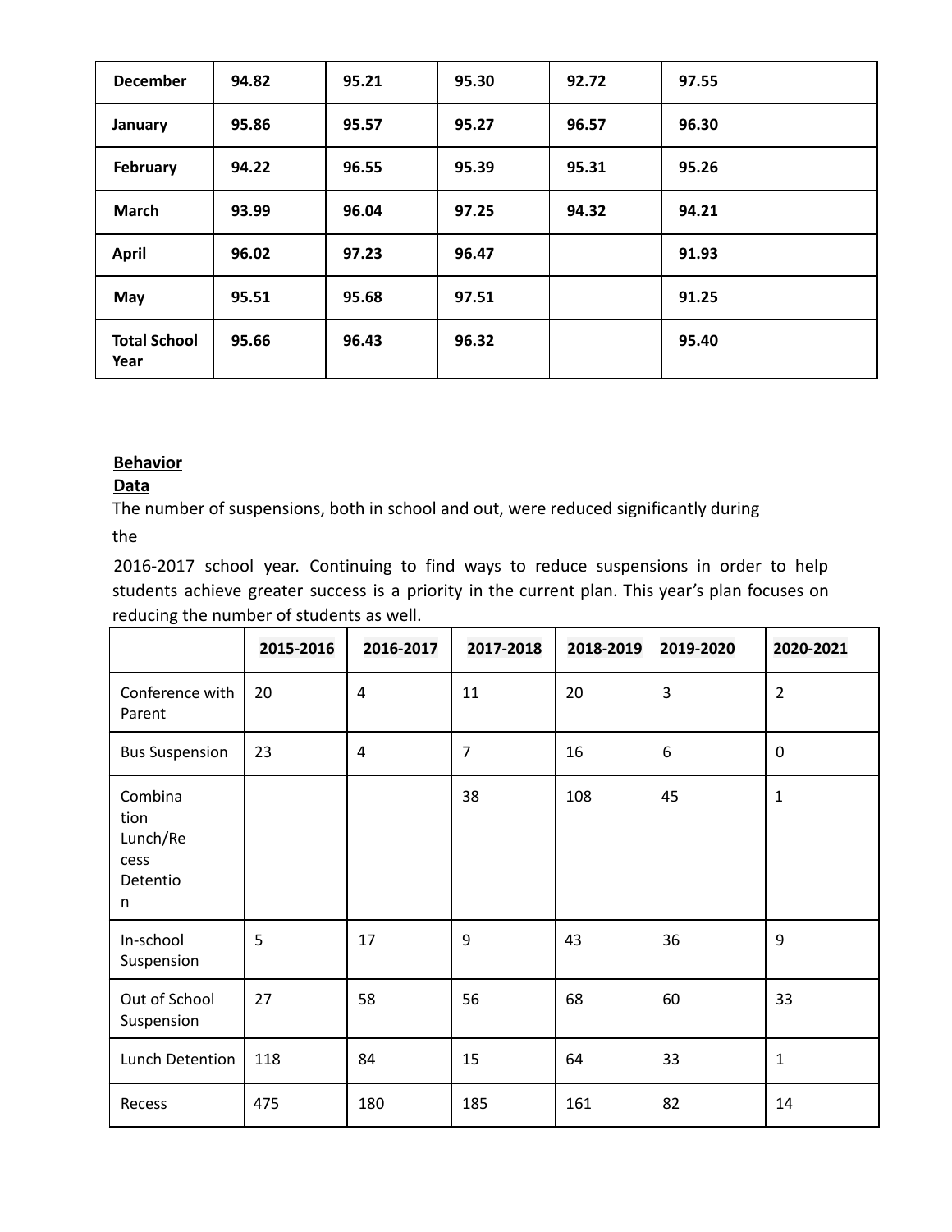| December | 94.82 | 95.21 | 95.30 | 92.72 | 97.55 |
|---|---|---|---|---|---|
| January | 95.86 | 95.57 | 95.27 | 96.57 | 96.30 |
| February | 94.22 | 96.55 | 95.39 | 95.31 | 95.26 |
| March | 93.99 | 96.04 | 97.25 | 94.32 | 94.21 |
| April | 96.02 | 97.23 | 96.47 | | 91.93 |
| May | 95.51 | 95.68 | 97.51 | | 91.25 |
| Total School Year | 95.66 | 96.43 | 96.32 | | 95.40 |

**Behavior Data**

The number of suspensions, both in school and out, were reduced significantly during the 2016-2017 school year. Continuing to find ways to reduce suspensions in order to help students achieve greater success is a priority in the current plan. This year's plan focuses on reducing the number of students as well.

| | 2015-2016 | 2016-2017 | 2017-2018 | 2018-2019 | 2019-2020 | 2020-2021 |
|---|---|---|---|---|---|---|
| Conference with Parent | 20 | 4 | 11 | 20 | 3 | 2 |
| Bus Suspension | 23 | 4 | 7 | 16 | 6 | 0 |
| Combination Lunch/Recess Detention | | | 38 | 108 | 45 | 1 |
| In-school Suspension | 5 | 17 | 9 | 43 | 36 | 9 |
| Out of School Suspension | 27 | 58 | 56 | 68 | 60 | 33 |
| Lunch Detention | 118 | 84 | 15 | 64 | 33 | 1 |
| Recess | 475 | 180 | 185 | 161 | 82 | 14 |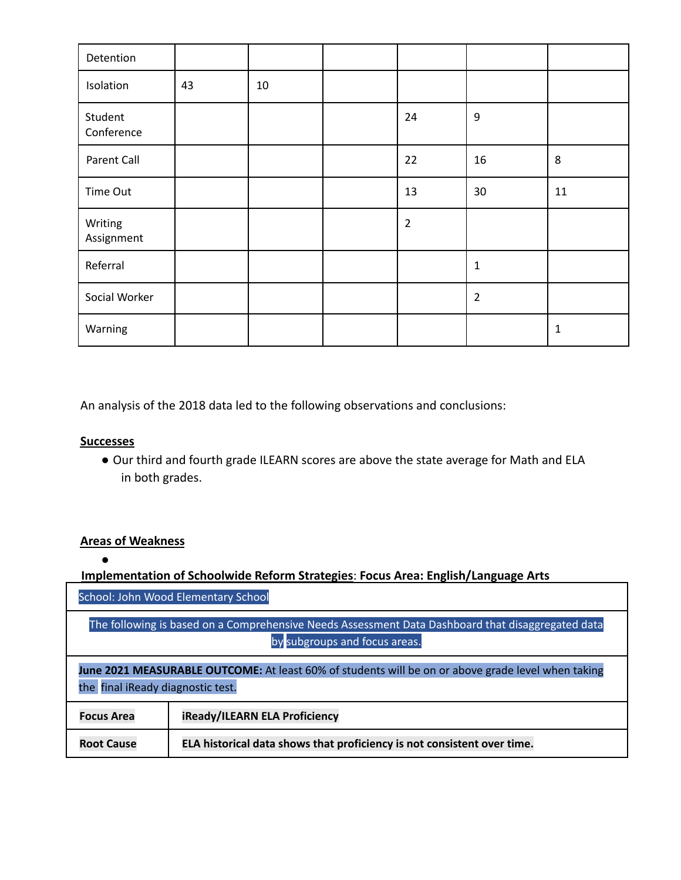| | | | | | | |
|---|---|---|---|---|---|---|
| Detention | | | | | | |
| Isolation | 43 | 10 | | | | |
| Student Conference | | | | 24 | 9 | |
| Parent Call | | | | 22 | 16 | 8 |
| Time Out | | | | 13 | 30 | 11 |
| Writing Assignment | | | | 2 | | |
| Referral | | | | | 1 | |
| Social Worker | | | | | 2 | |
| Warning | | | | | | 1 |

An analysis of the 2018 data led to the following observations and conclusions:

**Successes**

- Our third and fourth grade ILEARN scores are above the state average for Math and ELA in both grades.

**Areas of Weakness**

- 

**Implementation of Schoolwide Reform Strategies**: **Focus Area: English/Language Arts**

| School: John Wood Elementary School | |
|---|---|
| The following is based on a Comprehensive Needs Assessment Data Dashboard that disaggregated data by subgroups and focus areas. | |
| **June 2021 MEASURABLE OUTCOME:** At least 60% of students will be on or above grade level when taking the final iReady diagnostic test. | |
| **Focus Area** | **iReady/ILEARN ELA Proficiency** |
| **Root Cause** | **ELA historical data shows that proficiency is not consistent over time.** |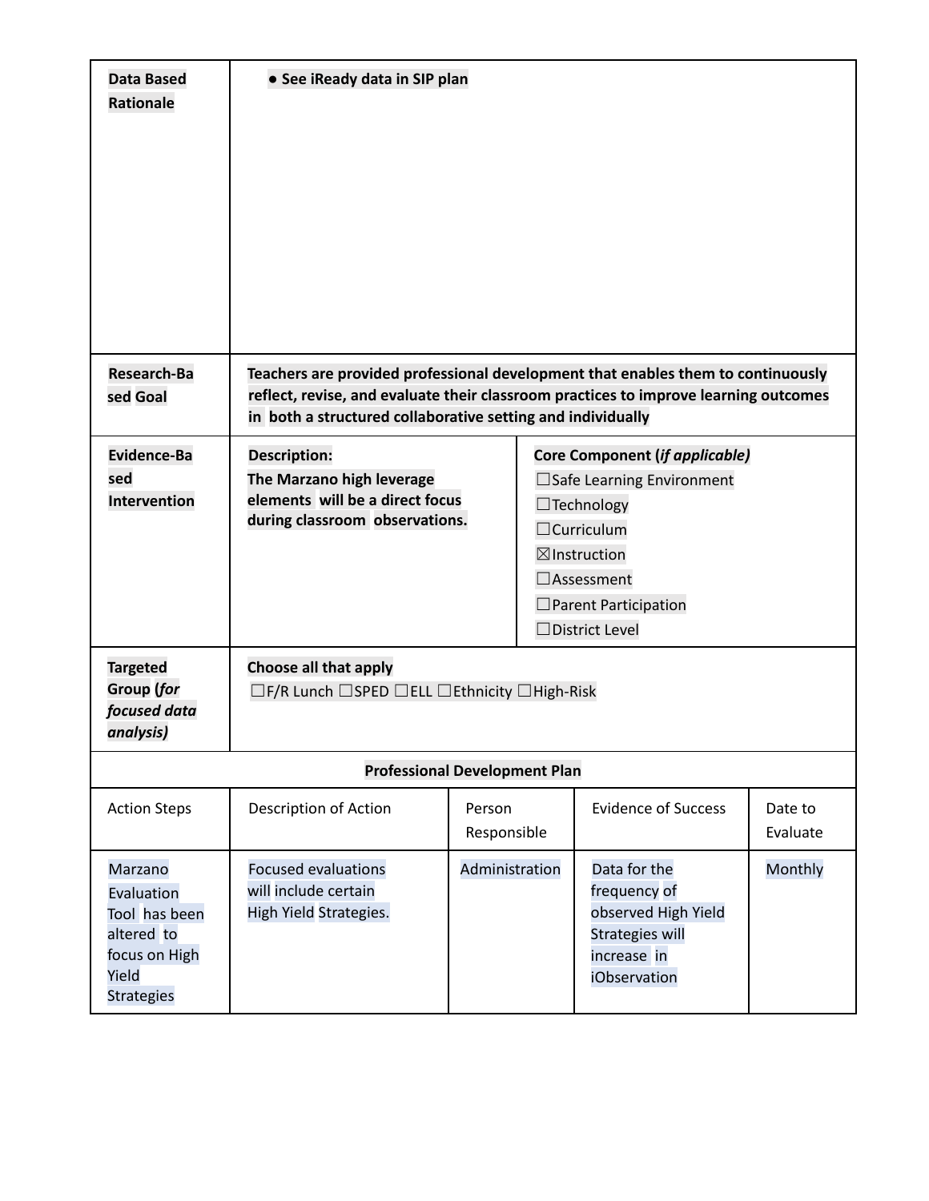| | | |
|---|---|---|
| **Data Based Rationale** | ● **See iReady data in SIP plan** | |
| **Research-Based Goal** | **Teachers are provided professional development that enables them to continuously reflect, revise, and evaluate their classroom practices to improve learning outcomes in both a structured collaborative setting and individually** | |
| **Evidence-Based Intervention** | **Description:**<br>**The Marzano high leverage elements will be a direct focus during classroom observations.** | **Core Component (*if applicable)***<br>☐Safe Learning Environment<br>☐Technology<br>☐Curriculum<br>☒Instruction<br>☐Assessment<br>☐Parent Participation<br>☐District Level |
| **Targeted Group (*for focused data analysis)*** | **Choose all that apply**<br>☐F/R Lunch ☐SPED ☐ELL ☐Ethnicity ☐High-Risk | |

**Professional Development Plan**

| Action Steps | Description of Action | Person Responsible | Evidence of Success | Date to Evaluate |
|---|---|---|---|---|
| Marzano Evaluation Tool has been altered to focus on High Yield Strategies | Focused evaluations will include certain High Yield Strategies. | Administration | Data for the frequency of observed High Yield Strategies will increase in iObservation | Monthly |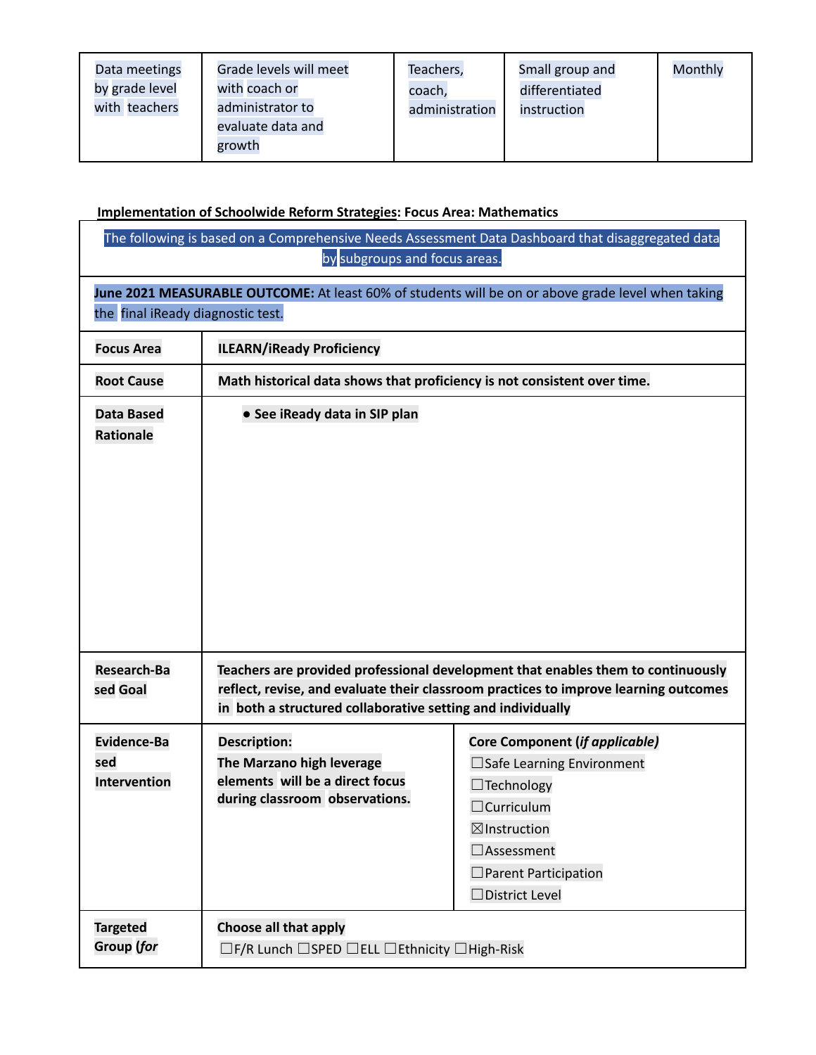| Data meetings by grade level with teachers | Grade levels will meet with coach or administrator to evaluate data and growth | Teachers, coach, administration | Small group and differentiated instruction | Monthly |
|---|---|---|---|---|

**Implementation of Schoolwide Reform Strategies: Focus Area: Mathematics**

| The following is based on a Comprehensive Needs Assessment Data Dashboard that disaggregated data by subgroups and focus areas. | | |
|---|---|---|
| **June 2021 MEASURABLE OUTCOME:** At least 60% of students will be on or above grade level when taking the final iReady diagnostic test. | | |
| **Focus Area** | **ILEARN/iReady Proficiency** | |
| **Root Cause** | **Math historical data shows that proficiency is not consistent over time.** | |
| **Data Based Rationale** | • **See iReady data in SIP plan** | |
| **Research-Based Goal** | **Teachers are provided professional development that enables them to continuously reflect, revise, and evaluate their classroom practices to improve learning outcomes in both a structured collaborative setting and individually** | |
| **Evidence-Based Intervention** | **Description:**<br>**The Marzano high leverage elements will be a direct focus during classroom observations.** | **Core Component (*if applicable)***<br>☐Safe Learning Environment<br>☐Technology<br>☐Curriculum<br>☒Instruction<br>☐Assessment<br>☐Parent Participation<br>☐District Level |
| **Targeted Group (*for*** | **Choose all that apply**<br>☐F/R Lunch ☐SPED ☐ELL ☐Ethnicity ☐High-Risk | |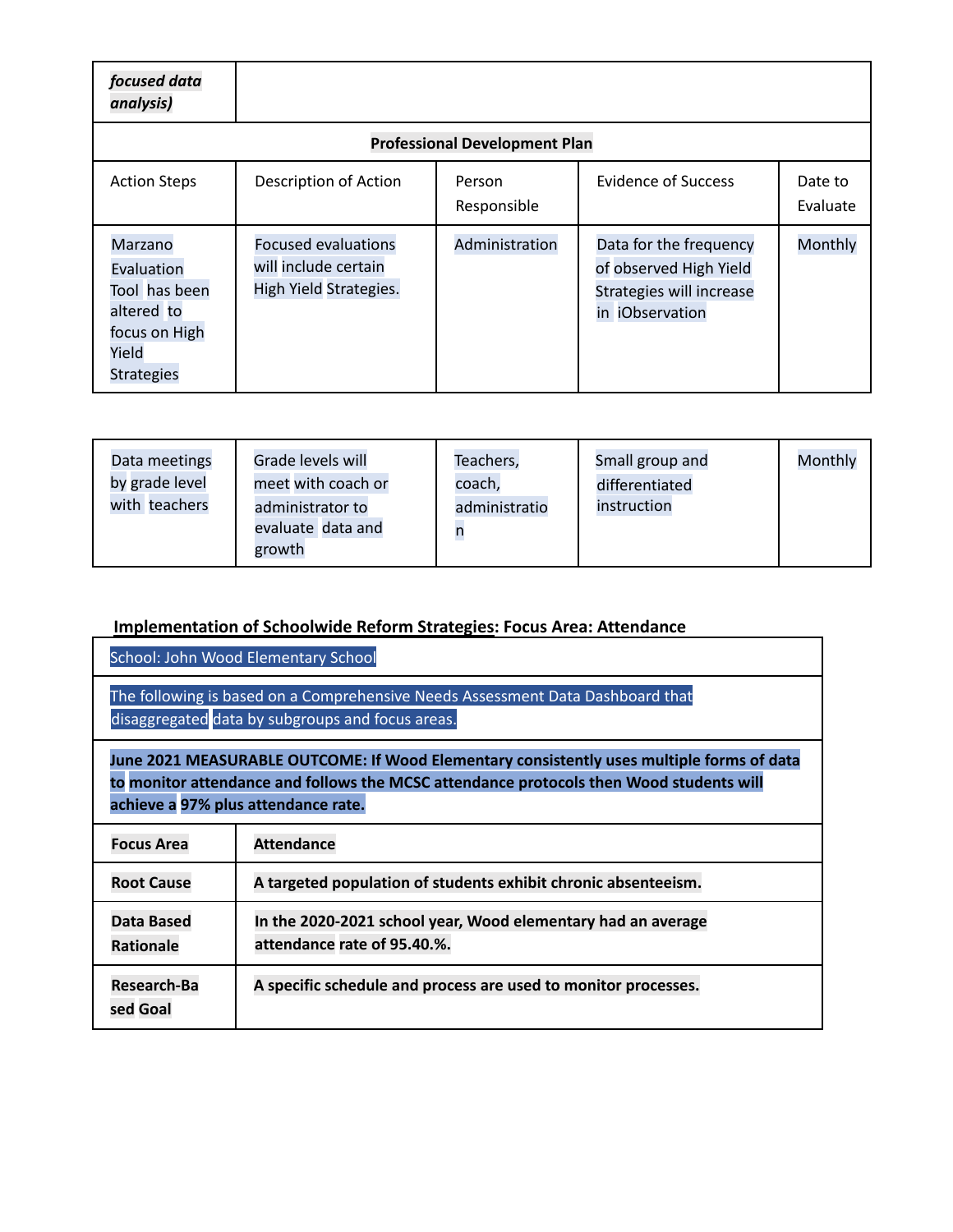| *focused data analysis)* | | | | |
|---|---|---|---|---|
| **Professional Development Plan** | | | | |
| Action Steps | Description of Action | Person Responsible | Evidence of Success | Date to Evaluate |
| Marzano Evaluation Tool has been altered to focus on High Yield Strategies | Focused evaluations will include certain High Yield Strategies. | Administration | Data for the frequency of observed High Yield Strategies will increase in iObservation | Monthly |
| Data meetings by grade level with teachers | Grade levels will meet with coach or administrator to evaluate data and growth | Teachers, coach, administration | Small group and differentiated instruction | Monthly |

**Implementation of Schoolwide Reform Strategies: Focus Area: Attendance**

| School: John Wood Elementary School | |
|---|---|
| The following is based on a Comprehensive Needs Assessment Data Dashboard that disaggregated data by subgroups and focus areas. | |
| **June 2021 MEASURABLE OUTCOME: If Wood Elementary consistently uses multiple forms of data to monitor attendance and follows the MCSC attendance protocols then Wood students will achieve a 97% plus attendance rate.** | |
| **Focus Area** | **Attendance** |
| **Root Cause** | **A targeted population of students exhibit chronic absenteeism.** |
| **Data Based Rationale** | **In the 2020-2021 school year, Wood elementary had an average attendance rate of 95.40.%.** |
| **Research-Based Goal** | **A specific schedule and process are used to monitor processes.** |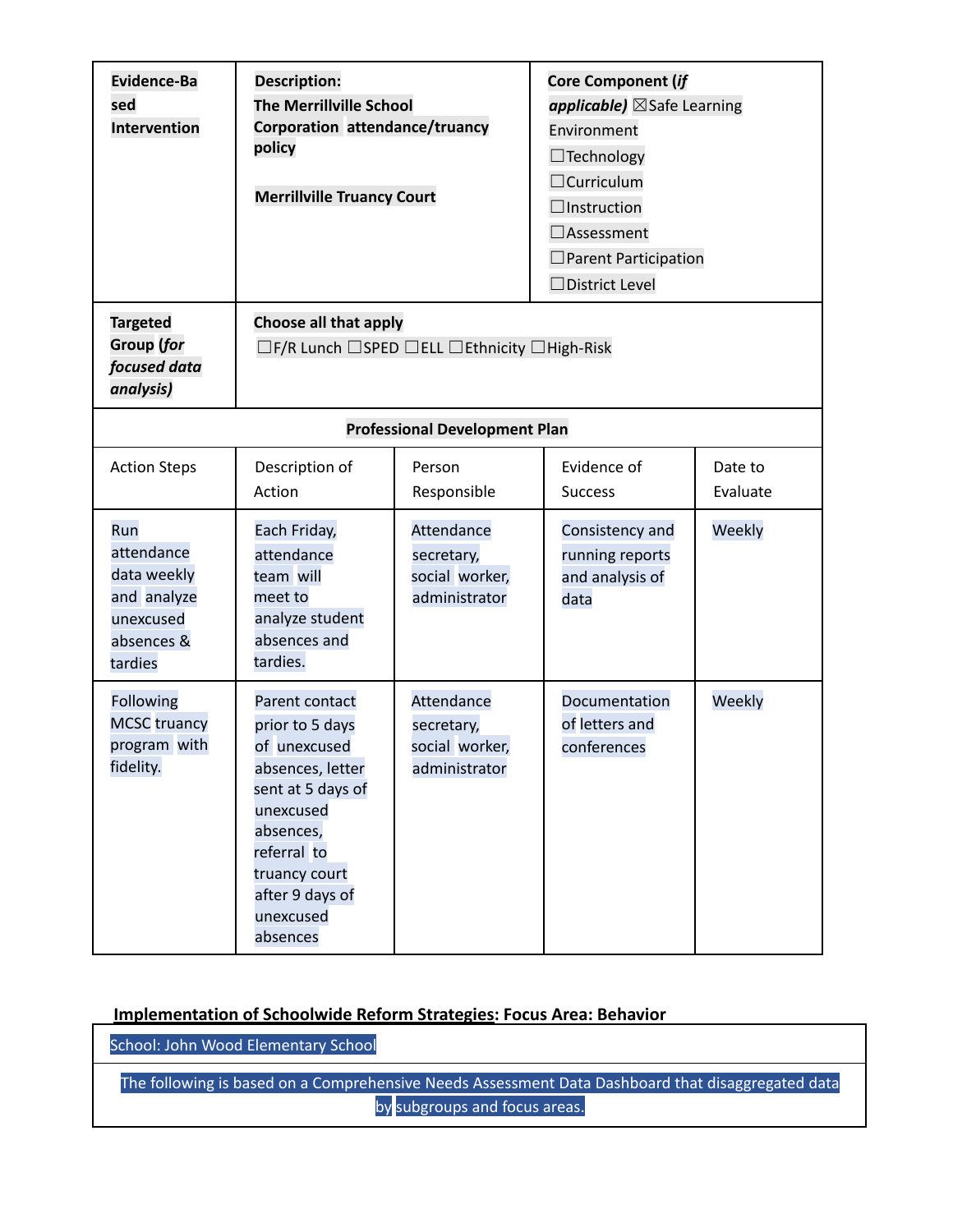| **Evidence-Based Intervention** | **Description:** **The Merrillville School Corporation attendance/truancy policy** <br><br> **Merrillville Truancy Court** | | **Core Component (*if applicable*)** ☒Safe Learning Environment ☐Technology ☐Curriculum ☐Instruction ☐Assessment ☐Parent Participation ☐District Level | |
|---|---|---|---|---|
| **Targeted Group (*for focused data analysis*)** | **Choose all that apply** ☐F/R Lunch ☐SPED ☐ELL ☐Ethnicity ☐High-Risk | | | |
| **Professional Development Plan** | | | | |
| Action Steps | Description of Action | Person Responsible | Evidence of Success | Date to Evaluate |
| Run attendance data weekly and analyze unexcused absences & tardies | Each Friday, attendance team will meet to analyze student absences and tardies. | Attendance secretary, social worker, administrator | Consistency and running reports and analysis of data | Weekly |
| Following MCSC truancy program with fidelity. | Parent contact prior to 5 days of unexcused absences, letter sent at 5 days of unexcused absences, referral to truancy court after 9 days of unexcused absences | Attendance secretary, social worker, administrator | Documentation of letters and conferences | Weekly |

**Implementation of Schoolwide Reform Strategies: Focus Area: Behavior**

| School: John Wood Elementary School |
|---|
| The following is based on a Comprehensive Needs Assessment Data Dashboard that disaggregated data by subgroups and focus areas. |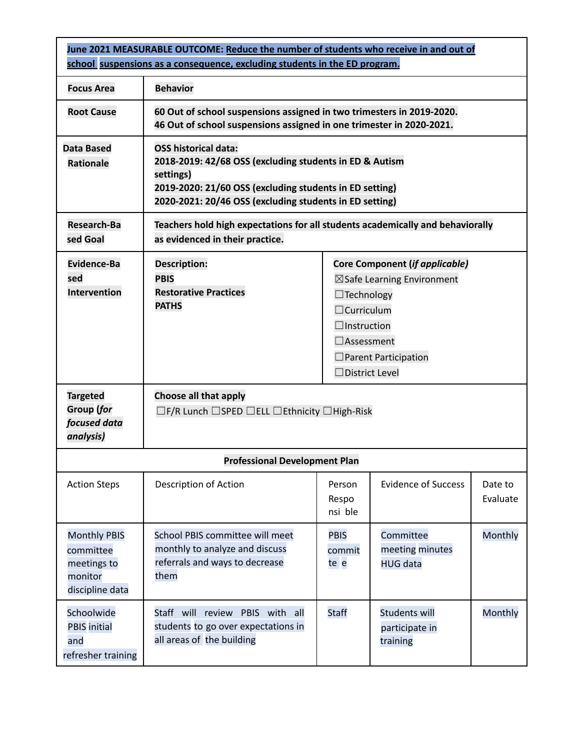**June 2021 MEASURABLE OUTCOME: Reduce the number of students who receive in and out of school suspensions as a consequence, excluding students in the ED program.**

| | |
|---|---|
| **Focus Area** | **Behavior** |
| **Root Cause** | **60 Out of school suspensions assigned in two trimesters in 2019-2020.**<br>**46 Out of school suspensions assigned in one trimester in 2020-2021.** |
| **Data Based Rationale** | **OSS historical data:**<br>**2018-2019: 42/68 OSS (excluding students in ED & Autism settings)**<br>**2019-2020: 21/60 OSS (excluding students in ED setting)**<br>**2020-2021: 20/46 OSS (excluding students in ED setting)** |
| **Research-Based Goal** | **Teachers hold high expectations for all students academically and behaviorally as evidenced in their practice.** |
| **Evidence-Based Intervention** | **Description:**<br>**PBIS**<br>**Restorative Practices**<br>**PATHS**<br><br>**Core Component (*if applicable)***<br>☒Safe Learning Environment<br>☐Technology<br>☐Curriculum<br>☐Instruction<br>☐Assessment<br>☐Parent Participation<br>☐District Level |
| **Targeted Group (*for focused data analysis)*** | **Choose all that apply**<br>☐F/R Lunch ☐SPED ☐ELL ☐Ethnicity ☐High-Risk |

**Professional Development Plan**

| Action Steps | Description of Action | Person Responsible | Evidence of Success | Date to Evaluate |
|---|---|---|---|---|
| Monthly PBIS committee meetings to monitor discipline data | School PBIS committee will meet monthly to analyze and discuss referrals and ways to decrease them | PBIS committee | Committee meeting minutes HUG data | Monthly |
| Schoolwide PBIS initial and refresher training | Staff will review PBIS with all students to go over expectations in all areas of the building | Staff | Students will participate in training | Monthly |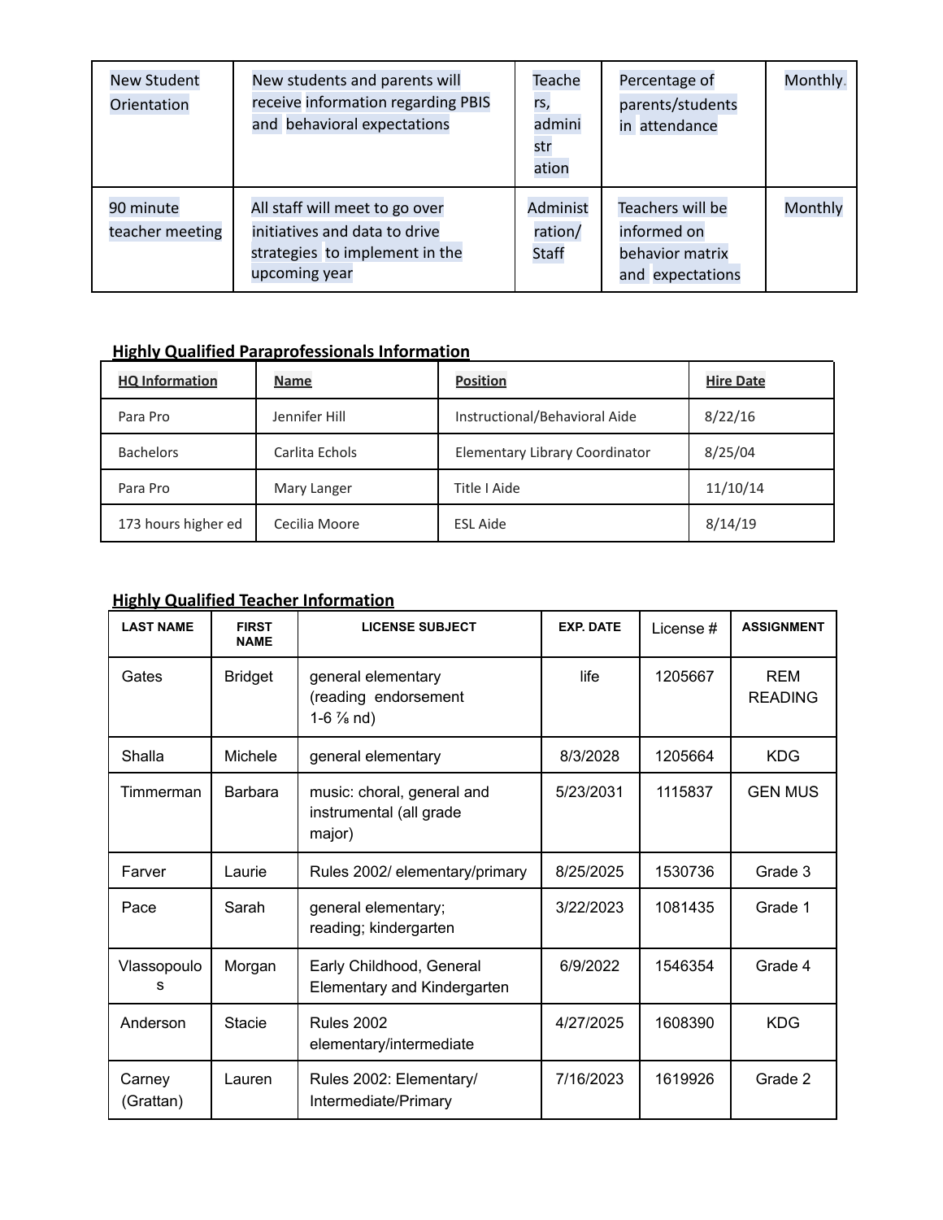| New Student Orientation | New students and parents will receive information regarding PBIS and behavioral expectations | Teachers, administration | Percentage of parents/students in attendance | Monthly. |
|---|---|---|---|---|
| 90 minute teacher meeting | All staff will meet to go over initiatives and data to drive strategies to implement in the upcoming year | Administration/ Staff | Teachers will be informed on behavior matrix and expectations | Monthly |

## Highly Qualified Paraprofessionals Information

| HQ Information | Name | Position | Hire Date |
|---|---|---|---|
| Para Pro | Jennifer Hill | Instructional/Behavioral Aide | 8/22/16 |
| Bachelors | Carlita Echols | Elementary Library Coordinator | 8/25/04 |
| Para Pro | Mary Langer | Title I Aide | 11/10/14 |
| 173 hours higher ed | Cecilia Moore | ESL Aide | 8/14/19 |

## Highly Qualified Teacher Information

| LAST NAME | FIRST NAME | LICENSE SUBJECT | EXP. DATE | License # | ASSIGNMENT |
|---|---|---|---|---|---|
| Gates | Bridget | general elementary (reading endorsement 1-6 ⅞ nd) | life | 1205667 | REM READING |
| Shalla | Michele | general elementary | 8/3/2028 | 1205664 | KDG |
| Timmerman | Barbara | music: choral, general and instrumental (all grade major) | 5/23/2031 | 1115837 | GEN MUS |
| Farver | Laurie | Rules 2002/ elementary/primary | 8/25/2025 | 1530736 | Grade 3 |
| Pace | Sarah | general elementary; reading; kindergarten | 3/22/2023 | 1081435 | Grade 1 |
| Vlassopoulos | Morgan | Early Childhood, General Elementary and Kindergarten | 6/9/2022 | 1546354 | Grade 4 |
| Anderson | Stacie | Rules 2002 elementary/intermediate | 4/27/2025 | 1608390 | KDG |
| Carney (Grattan) | Lauren | Rules 2002: Elementary/ Intermediate/Primary | 7/16/2023 | 1619926 | Grade 2 |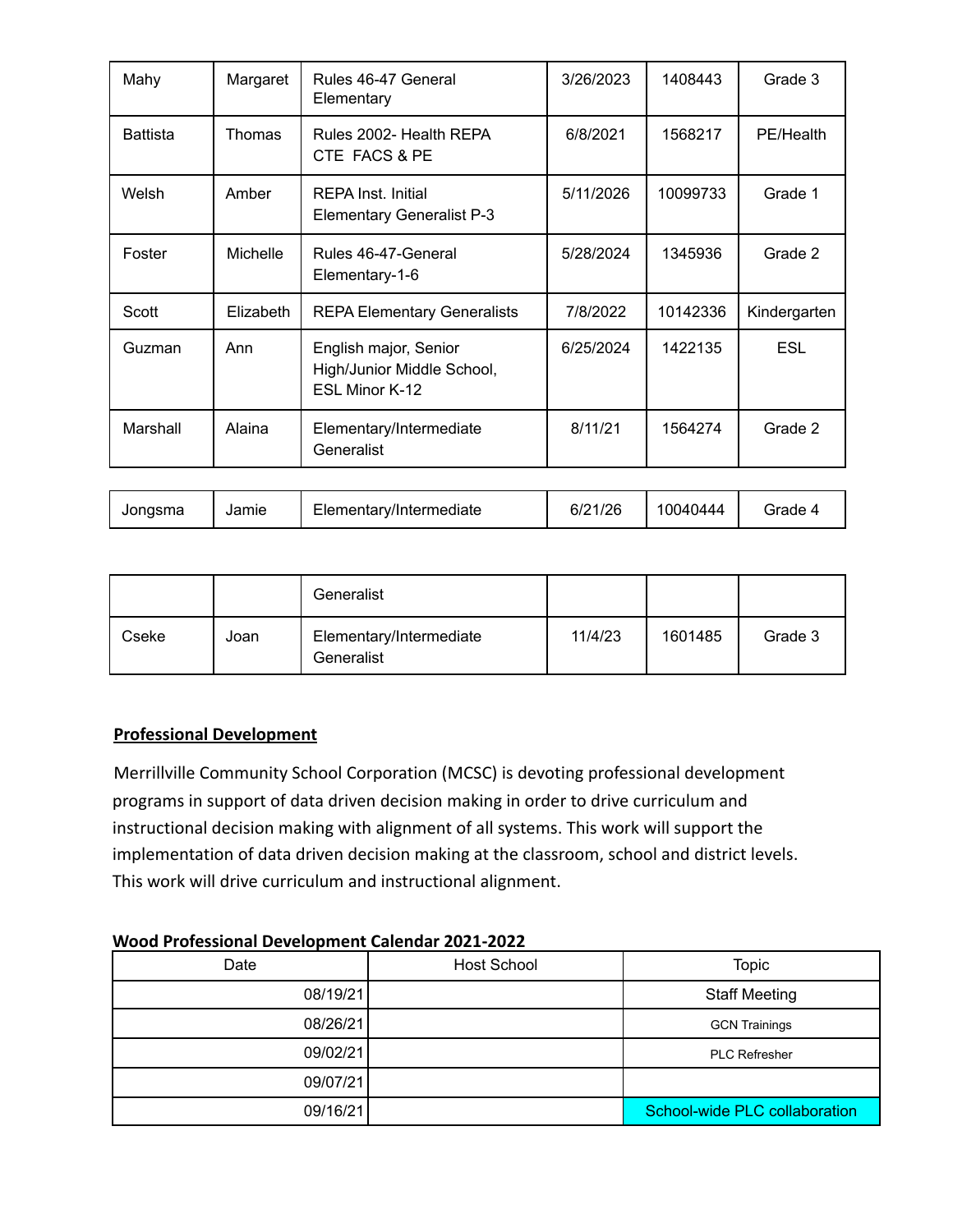| Mahy | Margaret | Rules 46-47 General Elementary | 3/26/2023 | 1408443 | Grade 3 |
|---|---|---|---|---|---|
| Battista | Thomas | Rules 2002- Health REPA CTE FACS & PE | 6/8/2021 | 1568217 | PE/Health |
| Welsh | Amber | REPA Inst. Initial Elementary Generalist P-3 | 5/11/2026 | 10099733 | Grade 1 |
| Foster | Michelle | Rules 46-47-General Elementary-1-6 | 5/28/2024 | 1345936 | Grade 2 |
| Scott | Elizabeth | REPA Elementary Generalists | 7/8/2022 | 10142336 | Kindergarten |
| Guzman | Ann | English major, Senior High/Junior Middle School, ESL Minor K-12 | 6/25/2024 | 1422135 | ESL |
| Marshall | Alaina | Elementary/Intermediate Generalist | 8/11/21 | 1564274 | Grade 2 |
| Jongsma | Jamie | Elementary/Intermediate Generalist | 6/21/26 | 10040444 | Grade 4 |
| Cseke | Joan | Elementary/Intermediate Generalist | 11/4/23 | 1601485 | Grade 3 |

**Professional Development**

Merrillville Community School Corporation (MCSC) is devoting professional development programs in support of data driven decision making in order to drive curriculum and instructional decision making with alignment of all systems. This work will support the implementation of data driven decision making at the classroom, school and district levels. This work will drive curriculum and instructional alignment.

**Wood Professional Development Calendar 2021-2022**

| Date | Host School | Topic |
|---|---|---|
| 08/19/21 | | Staff Meeting |
| 08/26/21 | | GCN Trainings |
| 09/02/21 | | PLC Refresher |
| 09/07/21 | | |
| 09/16/21 | | School-wide PLC collaboration |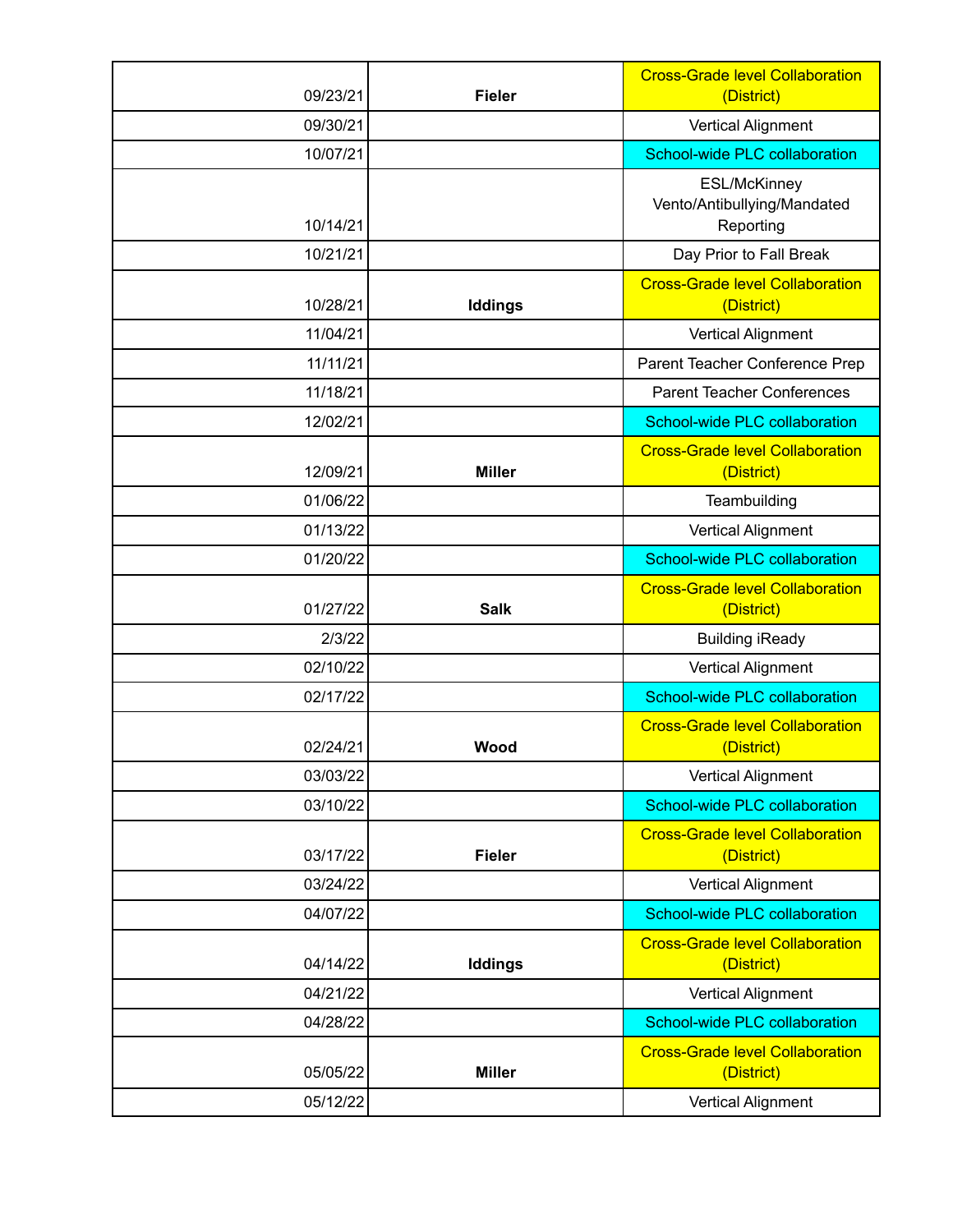| | | |
|---|---|---|
| 09/23/21 | **Fieler** | Cross-Grade level Collaboration (District) |
| 09/30/21 | | Vertical Alignment |
| 10/07/21 | | School-wide PLC collaboration |
| 10/14/21 | | ESL/McKinney Vento/Antibullying/Mandated Reporting |
| 10/21/21 | | Day Prior to Fall Break |
| 10/28/21 | **Iddings** | Cross-Grade level Collaboration (District) |
| 11/04/21 | | Vertical Alignment |
| 11/11/21 | | Parent Teacher Conference Prep |
| 11/18/21 | | Parent Teacher Conferences |
| 12/02/21 | | School-wide PLC collaboration |
| 12/09/21 | **Miller** | Cross-Grade level Collaboration (District) |
| 01/06/22 | | Teambuilding |
| 01/13/22 | | Vertical Alignment |
| 01/20/22 | | School-wide PLC collaboration |
| 01/27/22 | **Salk** | Cross-Grade level Collaboration (District) |
| 2/3/22 | | Building iReady |
| 02/10/22 | | Vertical Alignment |
| 02/17/22 | | School-wide PLC collaboration |
| 02/24/21 | **Wood** | Cross-Grade level Collaboration (District) |
| 03/03/22 | | Vertical Alignment |
| 03/10/22 | | School-wide PLC collaboration |
| 03/17/22 | **Fieler** | Cross-Grade level Collaboration (District) |
| 03/24/22 | | Vertical Alignment |
| 04/07/22 | | School-wide PLC collaboration |
| 04/14/22 | **Iddings** | Cross-Grade level Collaboration (District) |
| 04/21/22 | | Vertical Alignment |
| 04/28/22 | | School-wide PLC collaboration |
| 05/05/22 | **Miller** | Cross-Grade level Collaboration (District) |
| 05/12/22 | | Vertical Alignment |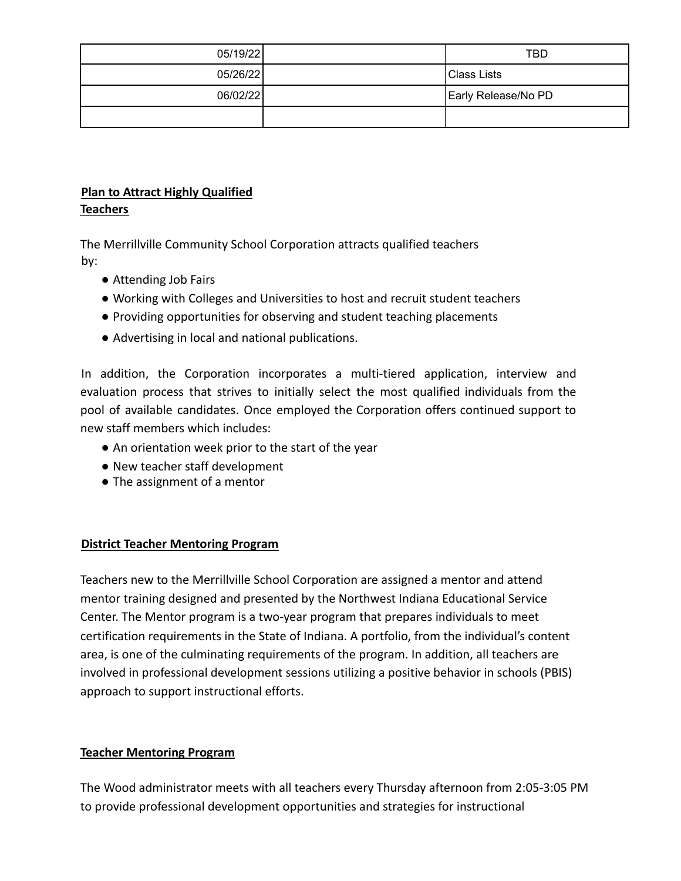| | | |
|---|---|---|
| 05/19/22 | | TBD |
| 05/26/22 | | Class Lists |
| 06/02/22 | | Early Release/No PD |
| | | |

**Plan to Attract Highly Qualified Teachers**

The Merrillville Community School Corporation attracts qualified teachers by:

- Attending Job Fairs
- Working with Colleges and Universities to host and recruit student teachers
- Providing opportunities for observing and student teaching placements
- Advertising in local and national publications.

In addition, the Corporation incorporates a multi-tiered application, interview and evaluation process that strives to initially select the most qualified individuals from the pool of available candidates. Once employed the Corporation offers continued support to new staff members which includes:

- An orientation week prior to the start of the year
- New teacher staff development
- The assignment of a mentor

**District Teacher Mentoring Program**

Teachers new to the Merrillville School Corporation are assigned a mentor and attend mentor training designed and presented by the Northwest Indiana Educational Service Center. The Mentor program is a two-year program that prepares individuals to meet certification requirements in the State of Indiana. A portfolio, from the individual's content area, is one of the culminating requirements of the program. In addition, all teachers are involved in professional development sessions utilizing a positive behavior in schools (PBIS) approach to support instructional efforts.

**Teacher Mentoring Program**

The Wood administrator meets with all teachers every Thursday afternoon from 2:05-3:05 PM to provide professional development opportunities and strategies for instructional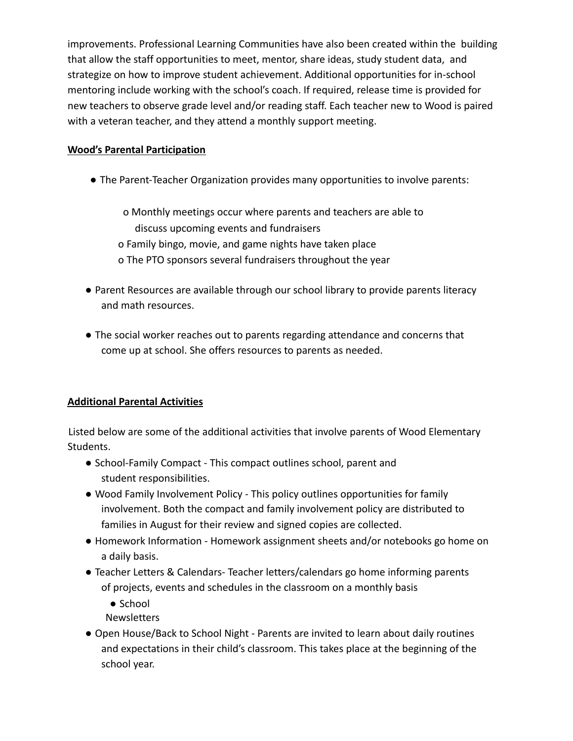improvements. Professional Learning Communities have also been created within the building that allow the staff opportunities to meet, mentor, share ideas, study student data, and strategize on how to improve student achievement. Additional opportunities for in-school mentoring include working with the school's coach. If required, release time is provided for new teachers to observe grade level and/or reading staff. Each teacher new to Wood is paired with a veteran teacher, and they attend a monthly support meeting.

**Wood's Parental Participation**

- The Parent-Teacher Organization provides many opportunities to involve parents:
  - Monthly meetings occur where parents and teachers are able to discuss upcoming events and fundraisers
  - Family bingo, movie, and game nights have taken place
  - The PTO sponsors several fundraisers throughout the year
- Parent Resources are available through our school library to provide parents literacy and math resources.
- The social worker reaches out to parents regarding attendance and concerns that come up at school. She offers resources to parents as needed.

**Additional Parental Activities**

Listed below are some of the additional activities that involve parents of Wood Elementary Students.

- School-Family Compact - This compact outlines school, parent and student responsibilities.
- Wood Family Involvement Policy - This policy outlines opportunities for family involvement. Both the compact and family involvement policy are distributed to families in August for their review and signed copies are collected.
- Homework Information - Homework assignment sheets and/or notebooks go home on a daily basis.
- Teacher Letters & Calendars- Teacher letters/calendars go home informing parents of projects, events and schedules in the classroom on a monthly basis
  - School Newsletters
- Open House/Back to School Night - Parents are invited to learn about daily routines and expectations in their child's classroom. This takes place at the beginning of the school year.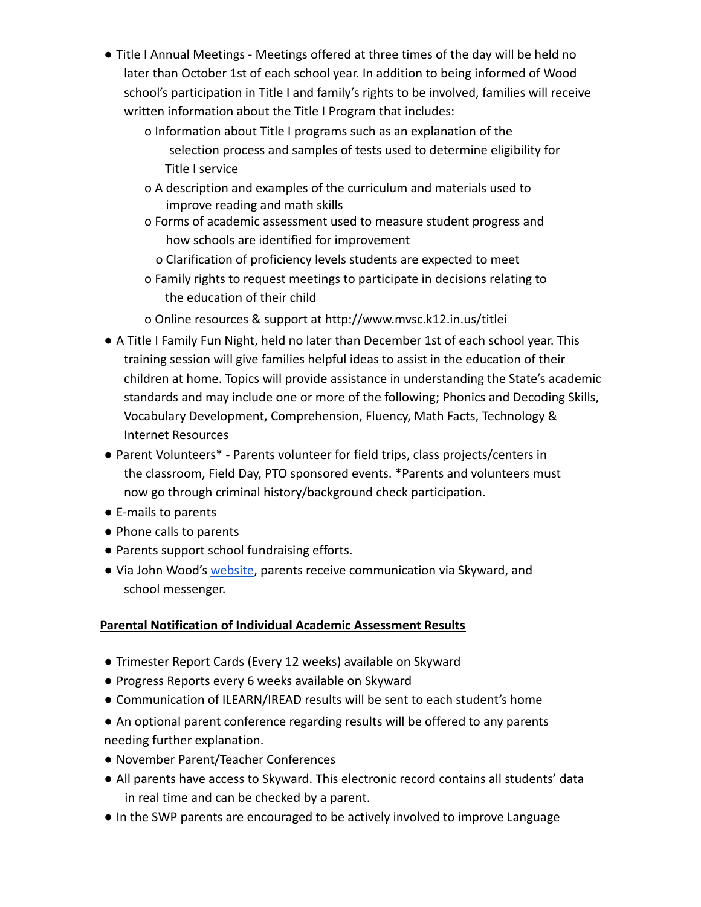- Title I Annual Meetings - Meetings offered at three times of the day will be held no later than October 1st of each school year. In addition to being informed of Wood school's participation in Title I and family's rights to be involved, families will receive written information about the Title I Program that includes:
  - Information about Title I programs such as an explanation of the selection process and samples of tests used to determine eligibility for Title I service
  - A description and examples of the curriculum and materials used to improve reading and math skills
  - Forms of academic assessment used to measure student progress and how schools are identified for improvement
  - Clarification of proficiency levels students are expected to meet
  - Family rights to request meetings to participate in decisions relating to the education of their child
  - Online resources & support at http://www.mvsc.k12.in.us/titlei
- A Title I Family Fun Night, held no later than December 1st of each school year. This training session will give families helpful ideas to assist in the education of their children at home. Topics will provide assistance in understanding the State's academic standards and may include one or more of the following; Phonics and Decoding Skills, Vocabulary Development, Comprehension, Fluency, Math Facts, Technology & Internet Resources
- Parent Volunteers* - Parents volunteer for field trips, class projects/centers in the classroom, Field Day, PTO sponsored events. *Parents and volunteers must now go through criminal history/background check participation.
- E-mails to parents
- Phone calls to parents
- Parents support school fundraising efforts.
- Via John Wood's website, parents receive communication via Skyward, and school messenger.

**Parental Notification of Individual Academic Assessment Results**

- Trimester Report Cards (Every 12 weeks) available on Skyward
- Progress Reports every 6 weeks available on Skyward
- Communication of ILEARN/IREAD results will be sent to each student's home
- An optional parent conference regarding results will be offered to any parents needing further explanation.
- November Parent/Teacher Conferences
- All parents have access to Skyward. This electronic record contains all students' data in real time and can be checked by a parent.
- In the SWP parents are encouraged to be actively involved to improve Language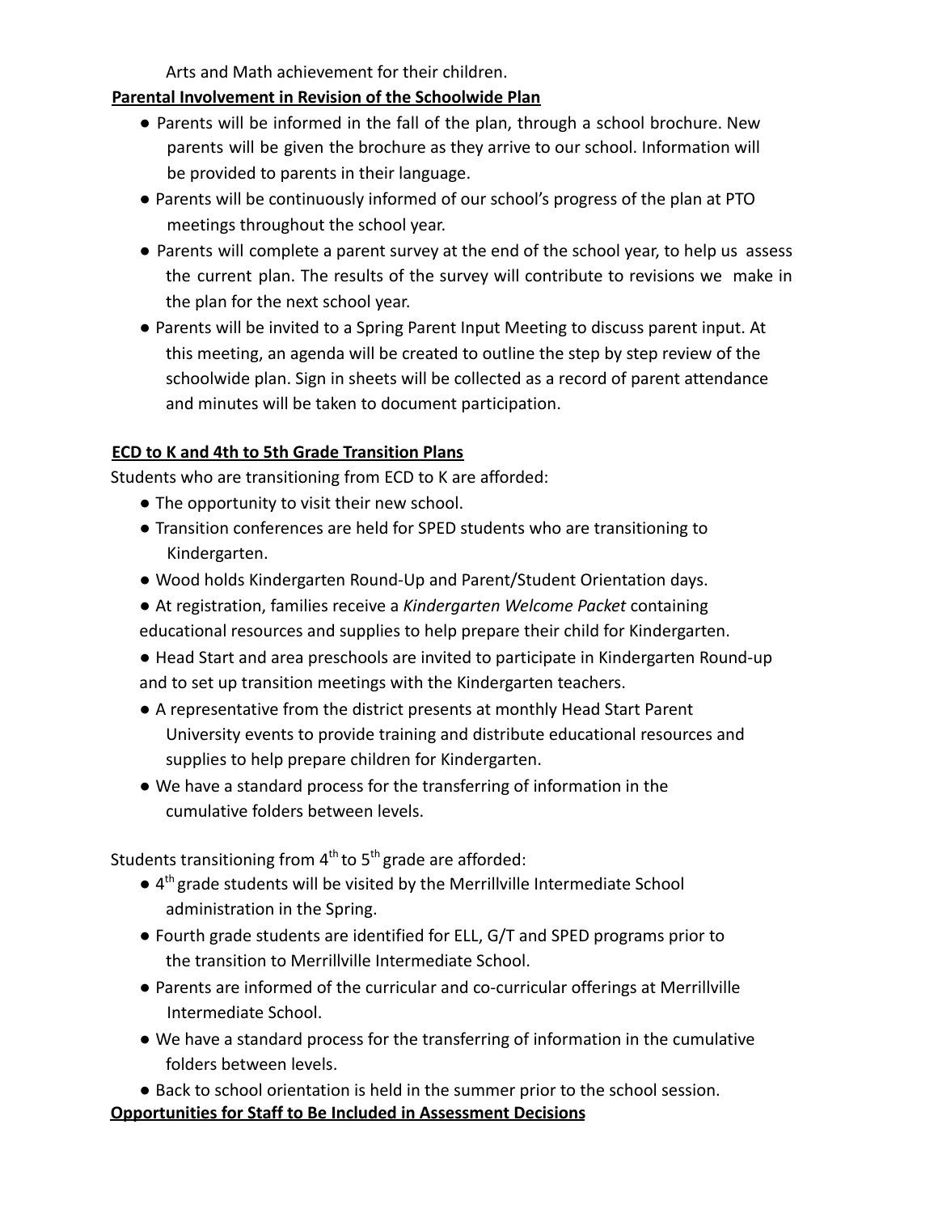Arts and Math achievement for their children.

**Parental Involvement in Revision of the Schoolwide Plan**

- Parents will be informed in the fall of the plan, through a school brochure. New parents will be given the brochure as they arrive to our school. Information will be provided to parents in their language.
- Parents will be continuously informed of our school's progress of the plan at PTO meetings throughout the school year.
- Parents will complete a parent survey at the end of the school year, to help us assess the current plan. The results of the survey will contribute to revisions we make in the plan for the next school year.
- Parents will be invited to a Spring Parent Input Meeting to discuss parent input. At this meeting, an agenda will be created to outline the step by step review of the schoolwide plan. Sign in sheets will be collected as a record of parent attendance and minutes will be taken to document participation.

**ECD to K and 4th to 5th Grade Transition Plans**

Students who are transitioning from ECD to K are afforded:

- The opportunity to visit their new school.
- Transition conferences are held for SPED students who are transitioning to Kindergarten.
- Wood holds Kindergarten Round-Up and Parent/Student Orientation days.
- At registration, families receive a *Kindergarten Welcome Packet* containing educational resources and supplies to help prepare their child for Kindergarten.
- Head Start and area preschools are invited to participate in Kindergarten Round-up and to set up transition meetings with the Kindergarten teachers.
- A representative from the district presents at monthly Head Start Parent University events to provide training and distribute educational resources and supplies to help prepare children for Kindergarten.
- We have a standard process for the transferring of information in the cumulative folders between levels.

Students transitioning from 4th to 5th grade are afforded:

- 4th grade students will be visited by the Merrillville Intermediate School administration in the Spring.
- Fourth grade students are identified for ELL, G/T and SPED programs prior to the transition to Merrillville Intermediate School.
- Parents are informed of the curricular and co-curricular offerings at Merrillville Intermediate School.
- We have a standard process for the transferring of information in the cumulative folders between levels.
- Back to school orientation is held in the summer prior to the school session.

**Opportunities for Staff to Be Included in Assessment Decisions**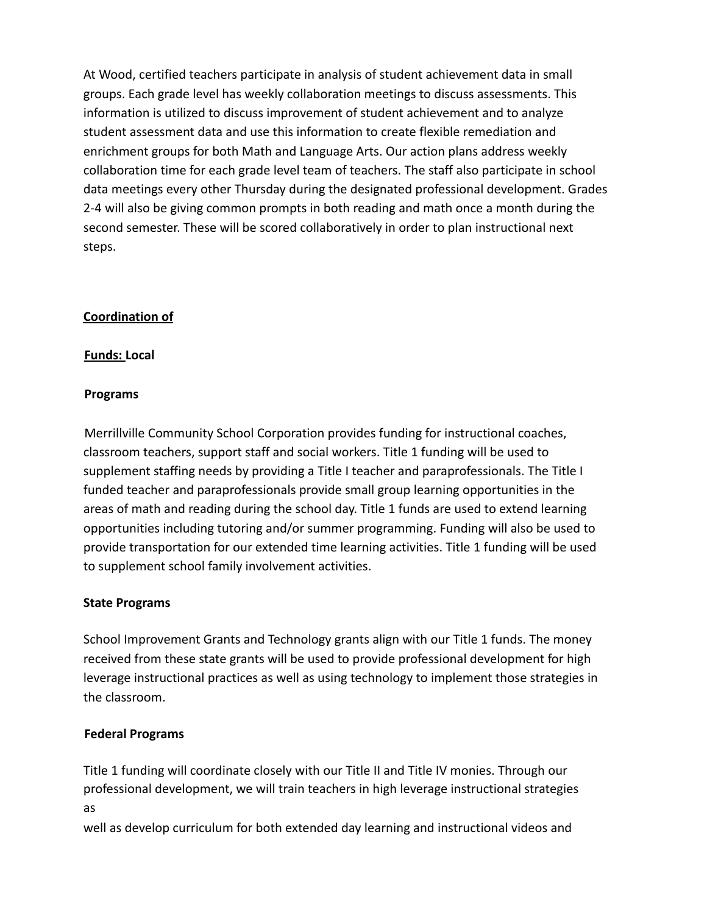At Wood, certified teachers participate in analysis of student achievement data in small groups. Each grade level has weekly collaboration meetings to discuss assessments. This information is utilized to discuss improvement of student achievement and to analyze student assessment data and use this information to create flexible remediation and enrichment groups for both Math and Language Arts. Our action plans address weekly collaboration time for each grade level team of teachers. The staff also participate in school data meetings every other Thursday during the designated professional development. Grades 2-4 will also be giving common prompts in both reading and math once a month during the second semester. These will be scored collaboratively in order to plan instructional next steps.

**Coordination of**

**Funds: Local**

**Programs**

Merrillville Community School Corporation provides funding for instructional coaches, classroom teachers, support staff and social workers. Title 1 funding will be used to supplement staffing needs by providing a Title I teacher and paraprofessionals. The Title I funded teacher and paraprofessionals provide small group learning opportunities in the areas of math and reading during the school day. Title 1 funds are used to extend learning opportunities including tutoring and/or summer programming. Funding will also be used to provide transportation for our extended time learning activities. Title 1 funding will be used to supplement school family involvement activities.

**State Programs**

School Improvement Grants and Technology grants align with our Title 1 funds. The money received from these state grants will be used to provide professional development for high leverage instructional practices as well as using technology to implement those strategies in the classroom.

**Federal Programs**

Title 1 funding will coordinate closely with our Title II and Title IV monies. Through our professional development, we will train teachers in high leverage instructional strategies as well as develop curriculum for both extended day learning and instructional videos and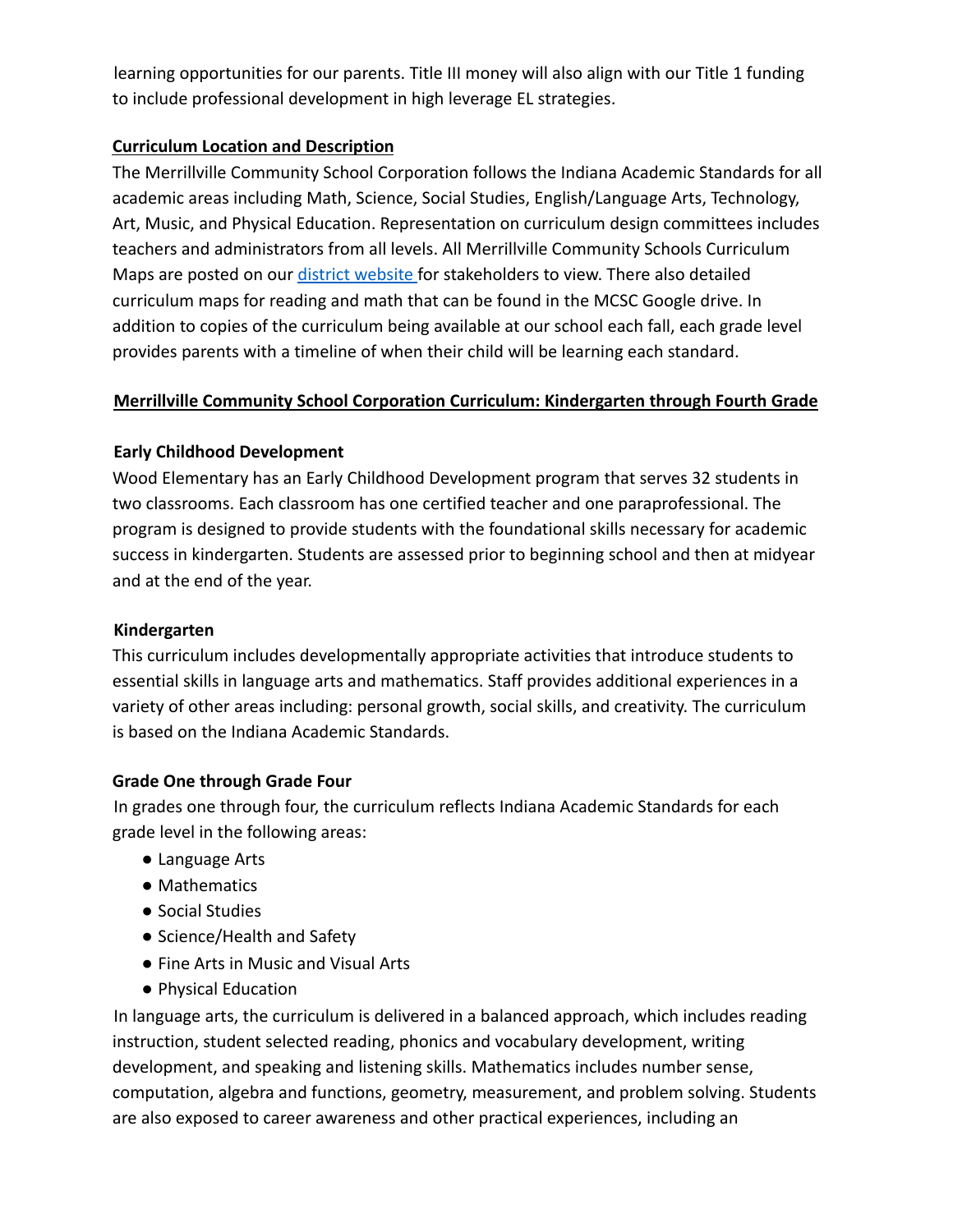learning opportunities for our parents. Title III money will also align with our Title 1 funding to include professional development in high leverage EL strategies.

**Curriculum Location and Description**

The Merrillville Community School Corporation follows the Indiana Academic Standards for all academic areas including Math, Science, Social Studies, English/Language Arts, Technology, Art, Music, and Physical Education. Representation on curriculum design committees includes teachers and administrators from all levels. All Merrillville Community Schools Curriculum Maps are posted on our [district website ]for stakeholders to view. There also detailed curriculum maps for reading and math that can be found in the MCSC Google drive. In addition to copies of the curriculum being available at our school each fall, each grade level provides parents with a timeline of when their child will be learning each standard.

**Merrillville Community School Corporation Curriculum: Kindergarten through Fourth Grade**

**Early Childhood Development**

Wood Elementary has an Early Childhood Development program that serves 32 students in two classrooms. Each classroom has one certified teacher and one paraprofessional. The program is designed to provide students with the foundational skills necessary for academic success in kindergarten. Students are assessed prior to beginning school and then at midyear and at the end of the year.

**Kindergarten**

This curriculum includes developmentally appropriate activities that introduce students to essential skills in language arts and mathematics. Staff provides additional experiences in a variety of other areas including: personal growth, social skills, and creativity. The curriculum is based on the Indiana Academic Standards.

**Grade One through Grade Four**

In grades one through four, the curriculum reflects Indiana Academic Standards for each grade level in the following areas:

- Language Arts
- Mathematics
- Social Studies
- Science/Health and Safety
- Fine Arts in Music and Visual Arts
- Physical Education

In language arts, the curriculum is delivered in a balanced approach, which includes reading instruction, student selected reading, phonics and vocabulary development, writing development, and speaking and listening skills. Mathematics includes number sense, computation, algebra and functions, geometry, measurement, and problem solving. Students are also exposed to career awareness and other practical experiences, including an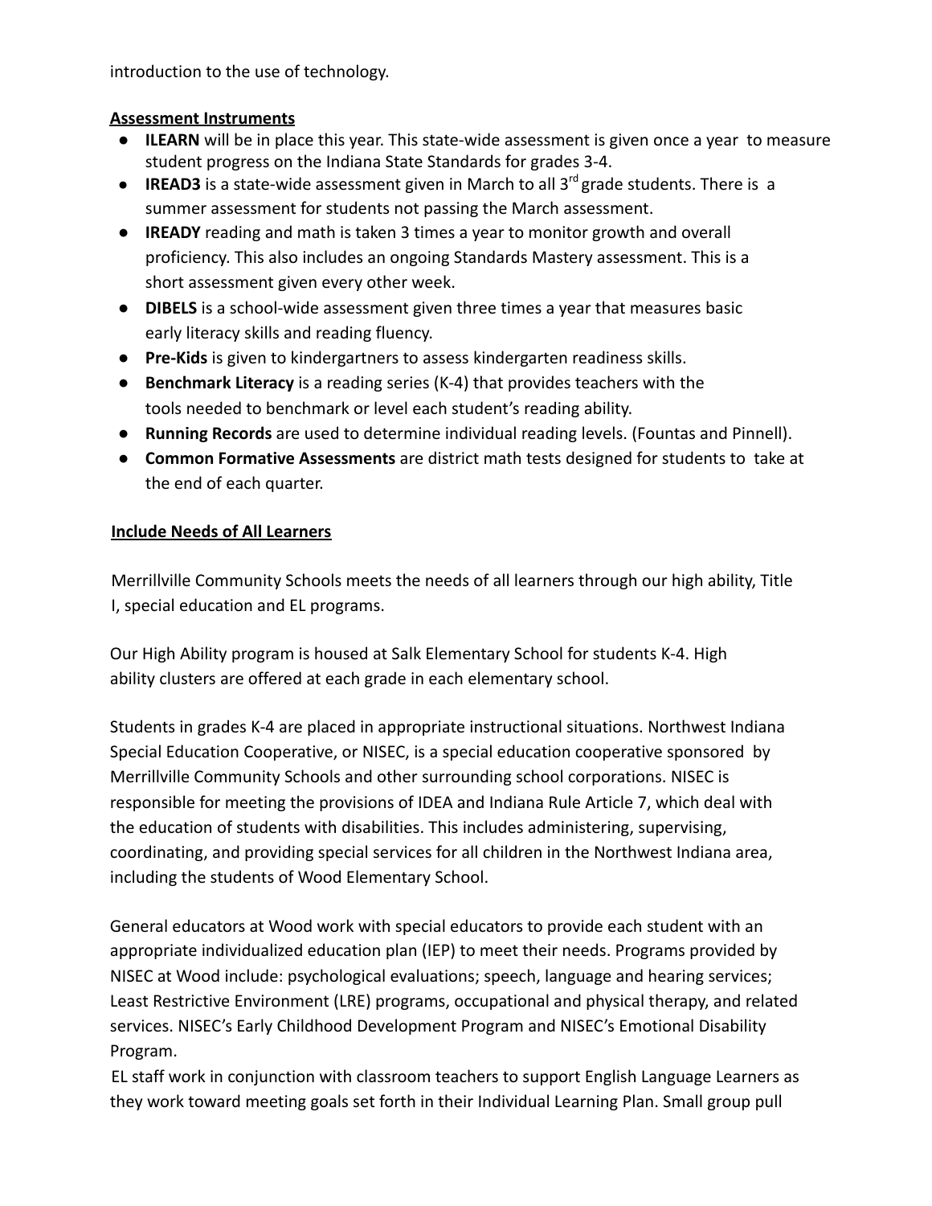introduction to the use of technology.

**Assessment Instruments**

- **ILEARN** will be in place this year. This state-wide assessment is given once a year to measure student progress on the Indiana State Standards for grades 3-4.
- **IREAD3** is a state-wide assessment given in March to all 3rd grade students. There is a summer assessment for students not passing the March assessment.
- **IREADY** reading and math is taken 3 times a year to monitor growth and overall proficiency. This also includes an ongoing Standards Mastery assessment. This is a short assessment given every other week.
- **DIBELS** is a school-wide assessment given three times a year that measures basic early literacy skills and reading fluency.
- **Pre-Kids** is given to kindergartners to assess kindergarten readiness skills.
- **Benchmark Literacy** is a reading series (K-4) that provides teachers with the tools needed to benchmark or level each student's reading ability.
- **Running Records** are used to determine individual reading levels. (Fountas and Pinnell).
- **Common Formative Assessments** are district math tests designed for students to take at the end of each quarter.

**Include Needs of All Learners**

Merrillville Community Schools meets the needs of all learners through our high ability, Title I, special education and EL programs.

Our High Ability program is housed at Salk Elementary School for students K-4. High ability clusters are offered at each grade in each elementary school.

Students in grades K-4 are placed in appropriate instructional situations. Northwest Indiana Special Education Cooperative, or NISEC, is a special education cooperative sponsored by Merrillville Community Schools and other surrounding school corporations. NISEC is responsible for meeting the provisions of IDEA and Indiana Rule Article 7, which deal with the education of students with disabilities. This includes administering, supervising, coordinating, and providing special services for all children in the Northwest Indiana area, including the students of Wood Elementary School.

General educators at Wood work with special educators to provide each student with an appropriate individualized education plan (IEP) to meet their needs. Programs provided by NISEC at Wood include: psychological evaluations; speech, language and hearing services; Least Restrictive Environment (LRE) programs, occupational and physical therapy, and related services. NISEC's Early Childhood Development Program and NISEC's Emotional Disability Program.

EL staff work in conjunction with classroom teachers to support English Language Learners as they work toward meeting goals set forth in their Individual Learning Plan. Small group pull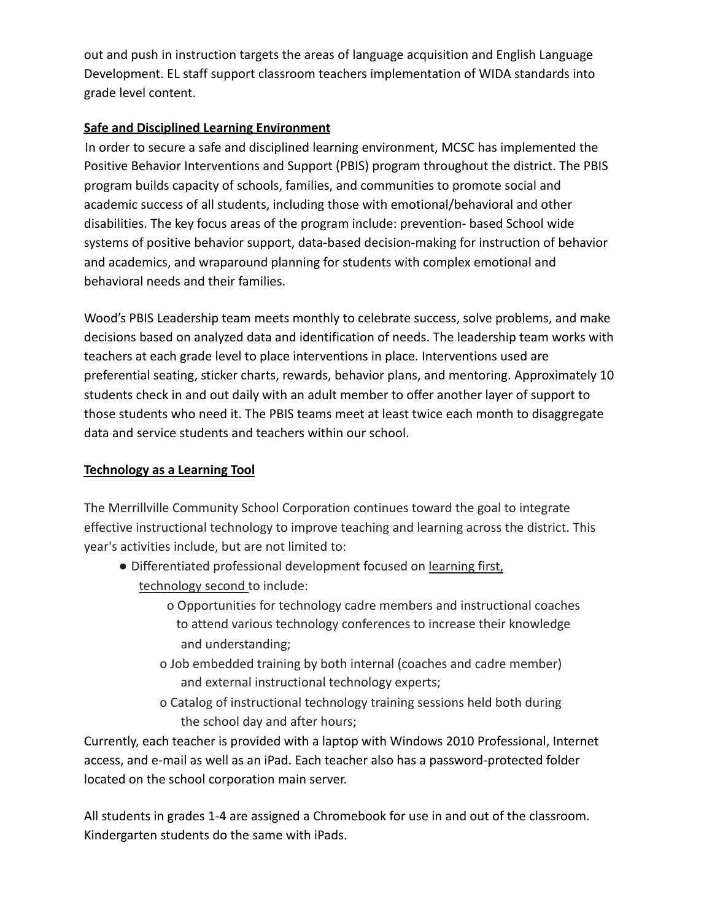out and push in instruction targets the areas of language acquisition and English Language Development. EL staff support classroom teachers implementation of WIDA standards into grade level content.

**Safe and Disciplined Learning Environment**

In order to secure a safe and disciplined learning environment, MCSC has implemented the Positive Behavior Interventions and Support (PBIS) program throughout the district. The PBIS program builds capacity of schools, families, and communities to promote social and academic success of all students, including those with emotional/behavioral and other disabilities. The key focus areas of the program include: prevention- based School wide systems of positive behavior support, data-based decision-making for instruction of behavior and academics, and wraparound planning for students with complex emotional and behavioral needs and their families.

Wood's PBIS Leadership team meets monthly to celebrate success, solve problems, and make decisions based on analyzed data and identification of needs. The leadership team works with teachers at each grade level to place interventions in place. Interventions used are preferential seating, sticker charts, rewards, behavior plans, and mentoring. Approximately 10 students check in and out daily with an adult member to offer another layer of support to those students who need it. The PBIS teams meet at least twice each month to disaggregate data and service students and teachers within our school.

**Technology as a Learning Tool**

The Merrillville Community School Corporation continues toward the goal to integrate effective instructional technology to improve teaching and learning across the district. This year's activities include, but are not limited to:

- Differentiated professional development focused on learning first, technology second to include:
  - Opportunities for technology cadre members and instructional coaches to attend various technology conferences to increase their knowledge and understanding;
  - Job embedded training by both internal (coaches and cadre member) and external instructional technology experts;
  - Catalog of instructional technology training sessions held both during the school day and after hours;

Currently, each teacher is provided with a laptop with Windows 2010 Professional, Internet access, and e-mail as well as an iPad. Each teacher also has a password-protected folder located on the school corporation main server.

All students in grades 1-4 are assigned a Chromebook for use in and out of the classroom. Kindergarten students do the same with iPads.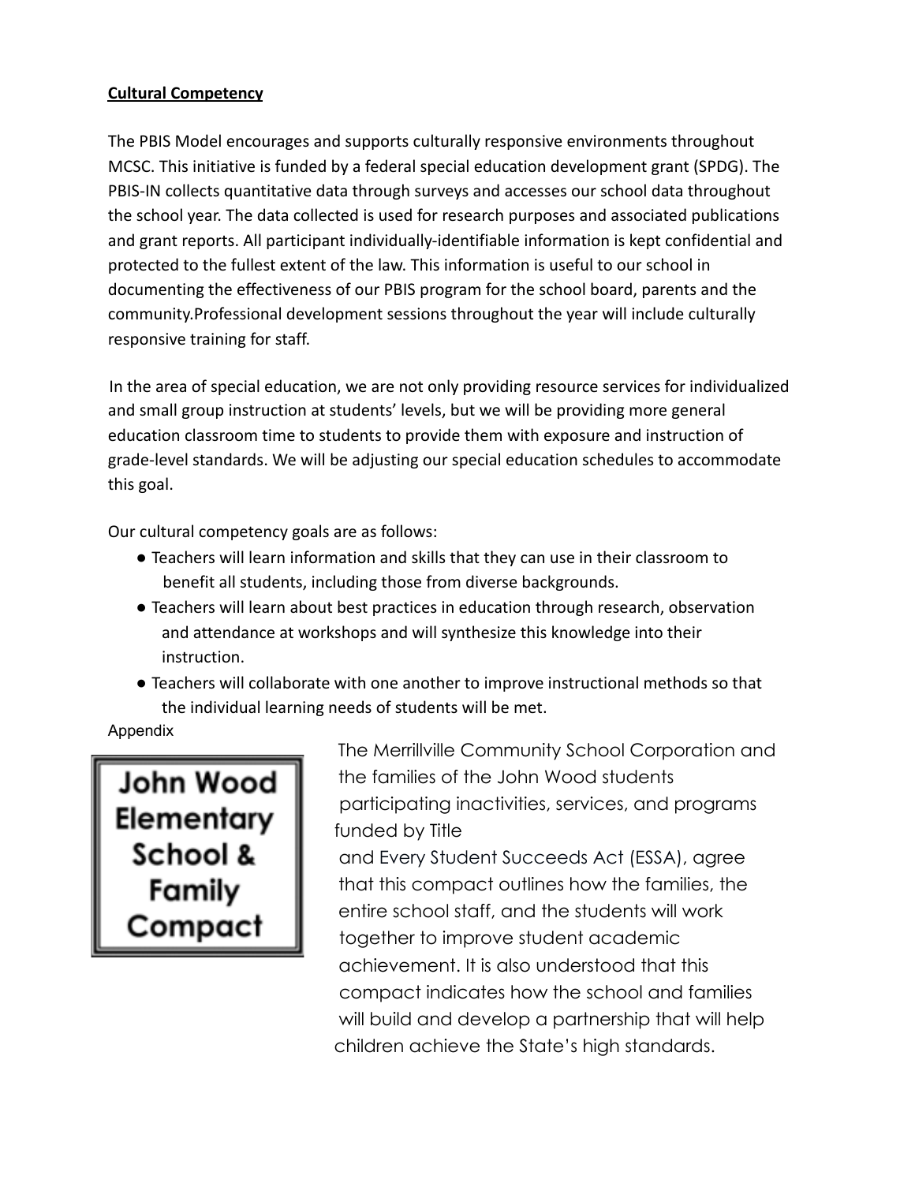**Cultural Competency**

The PBIS Model encourages and supports culturally responsive environments throughout MCSC. This initiative is funded by a federal special education development grant (SPDG). The PBIS-IN collects quantitative data through surveys and accesses our school data throughout the school year. The data collected is used for research purposes and associated publications and grant reports. All participant individually-identifiable information is kept confidential and protected to the fullest extent of the law. This information is useful to our school in documenting the effectiveness of our PBIS program for the school board, parents and the community.Professional development sessions throughout the year will include culturally responsive training for staff.

In the area of special education, we are not only providing resource services for individualized and small group instruction at students' levels, but we will be providing more general education classroom time to students to provide them with exposure and instruction of grade-level standards. We will be adjusting our special education schedules to accommodate this goal.

Our cultural competency goals are as follows:

- Teachers will learn information and skills that they can use in their classroom to benefit all students, including those from diverse backgrounds.
- Teachers will learn about best practices in education through research, observation and attendance at workshops and will synthesize this knowledge into their instruction.
- Teachers will collaborate with one another to improve instructional methods so that the individual learning needs of students will be met.

Appendix

**John Wood Elementary School & Family Compact**

The Merrillville Community School Corporation and the families of the John Wood students participating inactivities, services, and programs funded by Title and Every Student Succeeds Act (ESSA), agree that this compact outlines how the families, the entire school staff, and the students will work together to improve student academic achievement. It is also understood that this compact indicates how the school and families will build and develop a partnership that will help children achieve the State's high standards.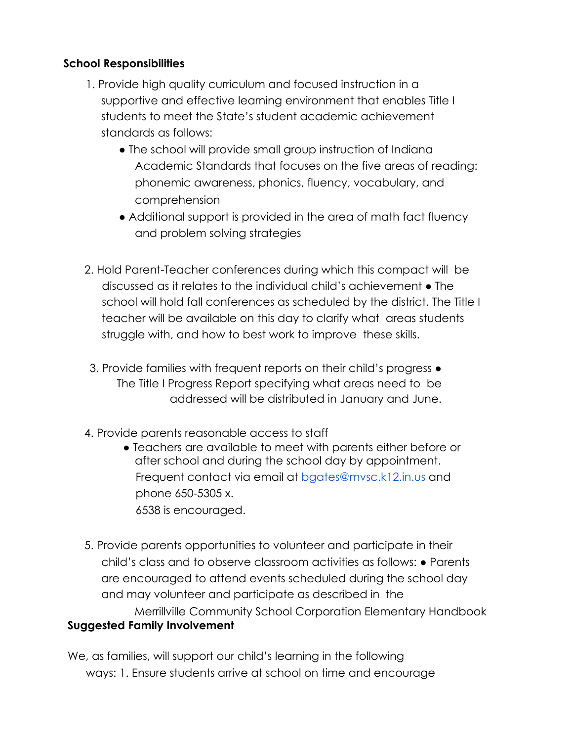**School Responsibilities**

1. Provide high quality curriculum and focused instruction in a supportive and effective learning environment that enables Title I students to meet the State's student academic achievement standards as follows:
   - The school will provide small group instruction of Indiana Academic Standards that focuses on the five areas of reading: phonemic awareness, phonics, fluency, vocabulary, and comprehension
   - Additional support is provided in the area of math fact fluency and problem solving strategies

2. Hold Parent-Teacher conferences during which this compact will be discussed as it relates to the individual child's achievement ● The school will hold fall conferences as scheduled by the district. The Title I teacher will be available on this day to clarify what areas students struggle with, and how to best work to improve these skills.

3. Provide families with frequent reports on their child's progress ● The Title I Progress Report specifying what areas need to be addressed will be distributed in January and June.

4. Provide parents reasonable access to staff
   - Teachers are available to meet with parents either before or after school and during the school day by appointment. Frequent contact via email at bgates@mvsc.k12.in.us and phone 650-5305 x. 6538 is encouraged.

5. Provide parents opportunities to volunteer and participate in their child's class and to observe classroom activities as follows: ● Parents are encouraged to attend events scheduled during the school day and may volunteer and participate as described in the Merrillville Community School Corporation Elementary Handbook

**Suggested Family Involvement**

We, as families, will support our child's learning in the following ways: 1. Ensure students arrive at school on time and encourage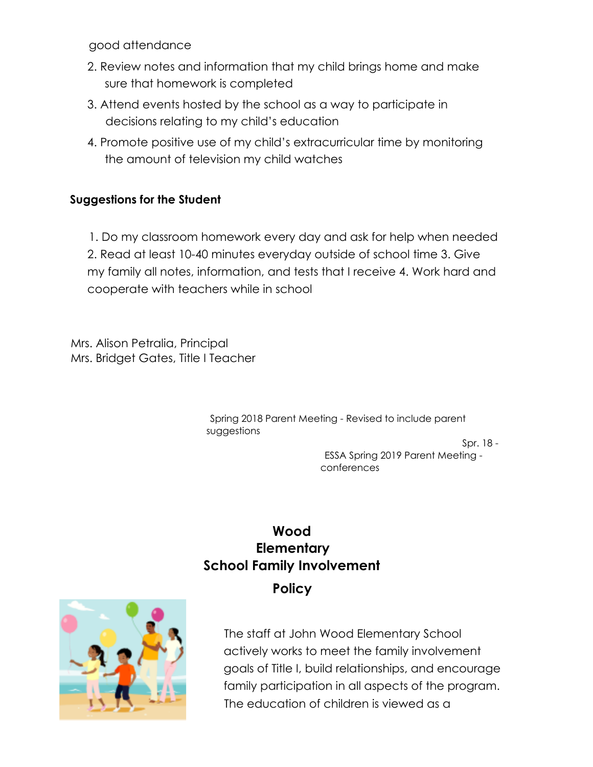good attendance

2. Review notes and information that my child brings home and make sure that homework is completed
3. Attend events hosted by the school as a way to participate in decisions relating to my child's education
4. Promote positive use of my child's extracurricular time by monitoring the amount of television my child watches

**Suggestions for the Student**

1. Do my classroom homework every day and ask for help when needed 2. Read at least 10-40 minutes everyday outside of school time 3. Give my family all notes, information, and tests that I receive 4. Work hard and cooperate with teachers while in school

Mrs. Alison Petralia, Principal
Mrs. Bridget Gates, Title I Teacher

Spring 2018 Parent Meeting - Revised to include parent suggestions

Spr. 18 -
ESSA Spring 2019 Parent Meeting - conferences

## Wood Elementary School Family Involvement Policy

The staff at John Wood Elementary School actively works to meet the family involvement goals of Title I, build relationships, and encourage family participation in all aspects of the program. The education of children is viewed as a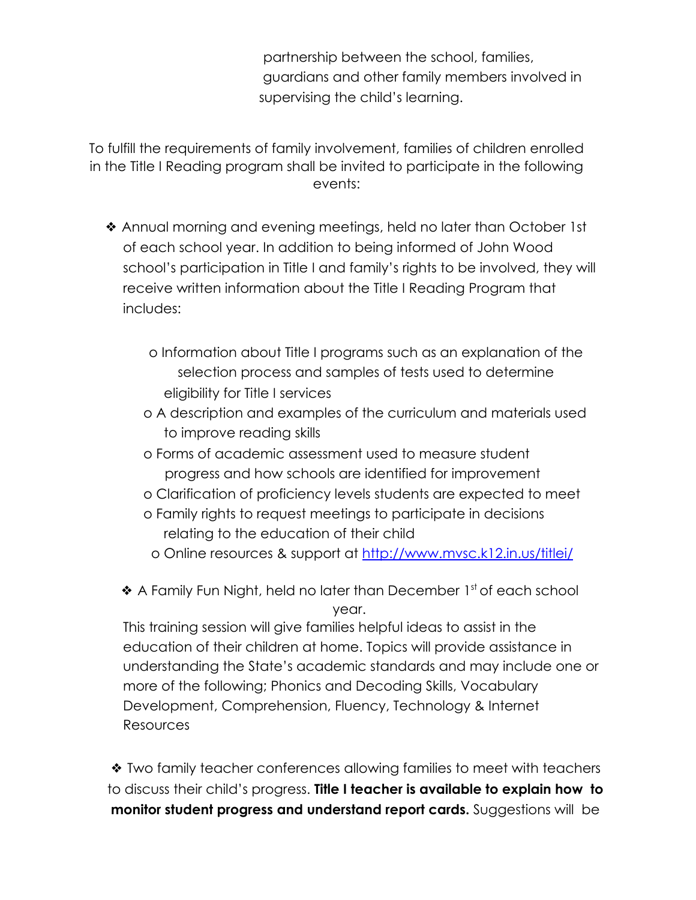partnership between the school, families, guardians and other family members involved in supervising the child's learning.

To fulfill the requirements of family involvement, families of children enrolled in the Title I Reading program shall be invited to participate in the following events:

- ❖ Annual morning and evening meetings, held no later than October 1st of each school year. In addition to being informed of John Wood school's participation in Title I and family's rights to be involved, they will receive written information about the Title I Reading Program that includes:

  - o Information about Title I programs such as an explanation of the selection process and samples of tests used to determine eligibility for Title I services
  - o A description and examples of the curriculum and materials used to improve reading skills
  - o Forms of academic assessment used to measure student progress and how schools are identified for improvement
  - o Clarification of proficiency levels students are expected to meet
  - o Family rights to request meetings to participate in decisions relating to the education of their child
  - o Online resources & support at [http://www.mvsc.k12.in.us/titlei/](http://www.mvsc.k12.in.us/titlei/)

- ❖ A Family Fun Night, held no later than December 1st of each school year.

  This training session will give families helpful ideas to assist in the education of their children at home. Topics will provide assistance in understanding the State's academic standards and may include one or more of the following; Phonics and Decoding Skills, Vocabulary Development, Comprehension, Fluency, Technology & Internet Resources

- ❖ Two family teacher conferences allowing families to meet with teachers to discuss their child's progress. **Title I teacher is available to explain how to monitor student progress and understand report cards.** Suggestions will be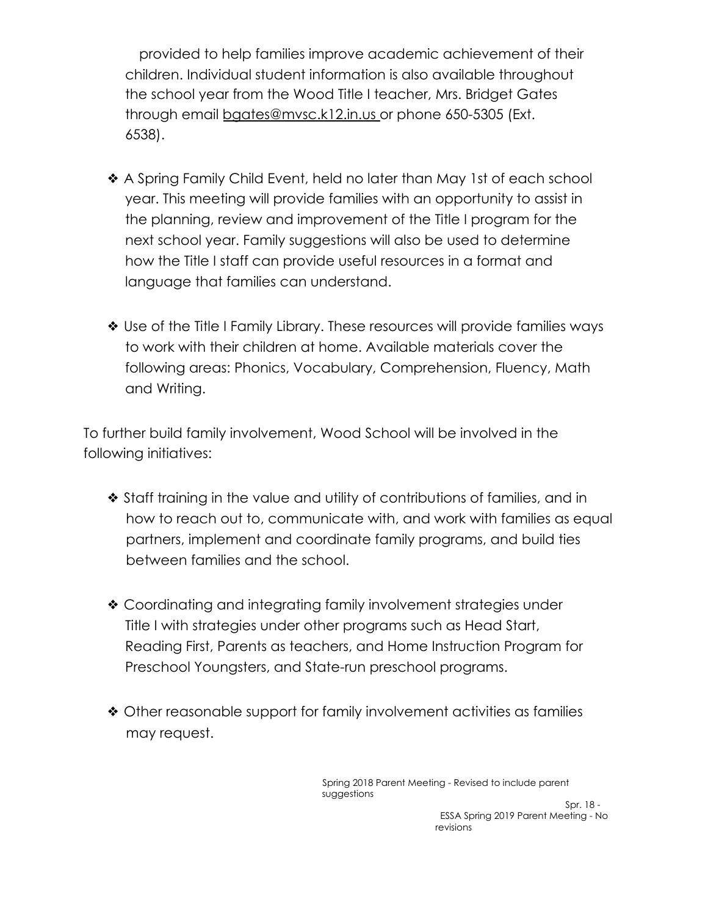provided to help families improve academic achievement of their children. Individual student information is also available throughout the school year from the Wood Title I teacher, Mrs. Bridget Gates through email bgates@mvsc.k12.in.us or phone 650-5305 (Ext. 6538).

- ❖ A Spring Family Child Event, held no later than May 1st of each school year. This meeting will provide families with an opportunity to assist in the planning, review and improvement of the Title I program for the next school year. Family suggestions will also be used to determine how the Title I staff can provide useful resources in a format and language that families can understand.
- ❖ Use of the Title I Family Library. These resources will provide families ways to work with their children at home. Available materials cover the following areas: Phonics, Vocabulary, Comprehension, Fluency, Math and Writing.

To further build family involvement, Wood School will be involved in the following initiatives:

- ❖ Staff training in the value and utility of contributions of families, and in how to reach out to, communicate with, and work with families as equal partners, implement and coordinate family programs, and build ties between families and the school.
- ❖ Coordinating and integrating family involvement strategies under Title I with strategies under other programs such as Head Start, Reading First, Parents as teachers, and Home Instruction Program for Preschool Youngsters, and State-run preschool programs.
- ❖ Other reasonable support for family involvement activities as families may request.

Spring 2018 Parent Meeting - Revised to include parent suggestions

Spr. 18 -
ESSA Spring 2019 Parent Meeting - No revisions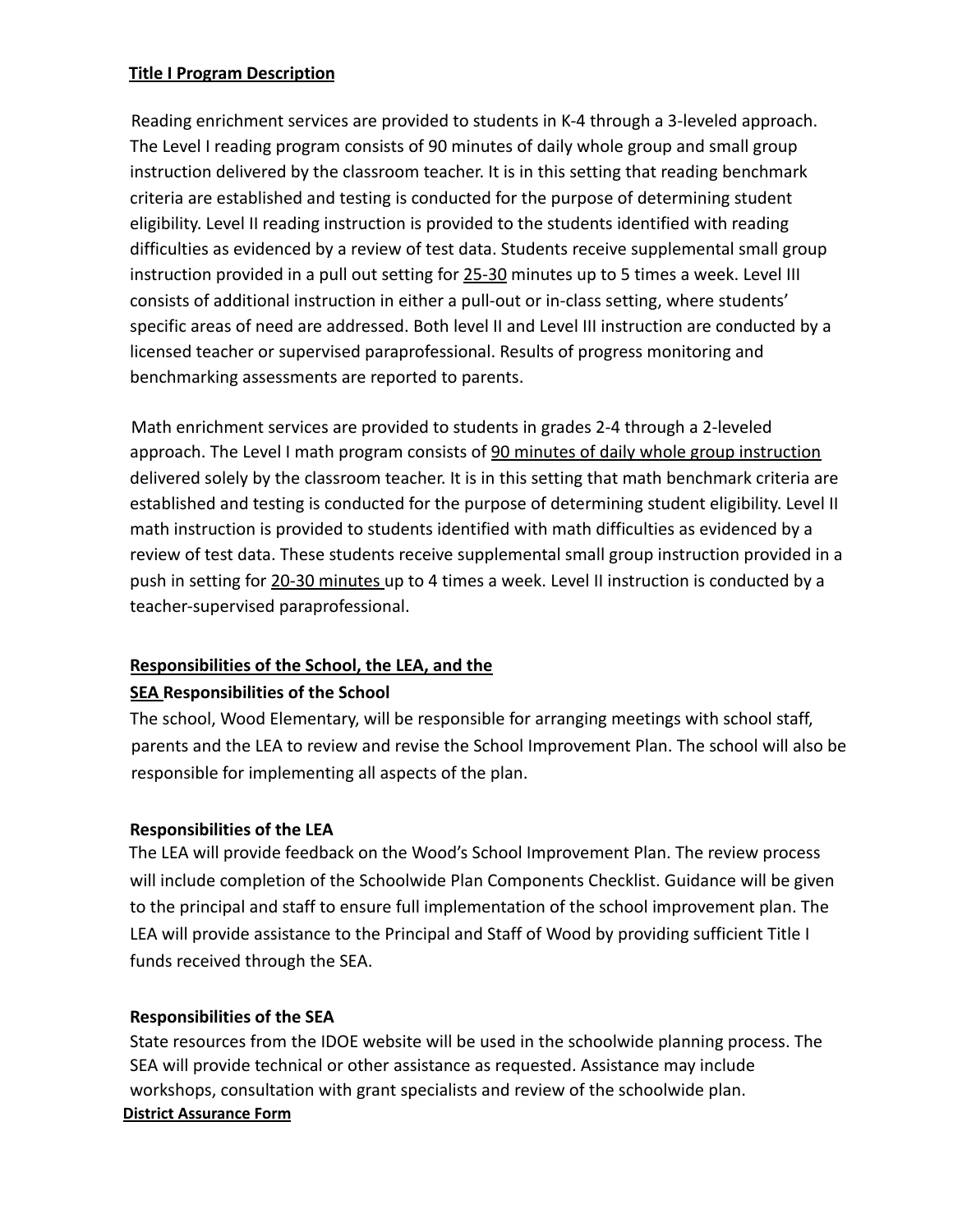## Title I Program Description

Reading enrichment services are provided to students in K-4 through a 3-leveled approach. The Level I reading program consists of 90 minutes of daily whole group and small group instruction delivered by the classroom teacher. It is in this setting that reading benchmark criteria are established and testing is conducted for the purpose of determining student eligibility. Level II reading instruction is provided to the students identified with reading difficulties as evidenced by a review of test data. Students receive supplemental small group instruction provided in a pull out setting for 25-30 minutes up to 5 times a week. Level III consists of additional instruction in either a pull-out or in-class setting, where students' specific areas of need are addressed. Both level II and Level III instruction are conducted by a licensed teacher or supervised paraprofessional. Results of progress monitoring and benchmarking assessments are reported to parents.

Math enrichment services are provided to students in grades 2-4 through a 2-leveled approach. The Level I math program consists of 90 minutes of daily whole group instruction delivered solely by the classroom teacher. It is in this setting that math benchmark criteria are established and testing is conducted for the purpose of determining student eligibility. Level II math instruction is provided to students identified with math difficulties as evidenced by a review of test data. These students receive supplemental small group instruction provided in a push in setting for 20-30 minutes up to 4 times a week. Level II instruction is conducted by a teacher-supervised paraprofessional.

## Responsibilities of the School, the LEA, and the SEA

### Responsibilities of the School

The school, Wood Elementary, will be responsible for arranging meetings with school staff, parents and the LEA to review and revise the School Improvement Plan. The school will also be responsible for implementing all aspects of the plan.

### Responsibilities of the LEA

The LEA will provide feedback on the Wood's School Improvement Plan. The review process will include completion of the Schoolwide Plan Components Checklist. Guidance will be given to the principal and staff to ensure full implementation of the school improvement plan. The LEA will provide assistance to the Principal and Staff of Wood by providing sufficient Title I funds received through the SEA.

### Responsibilities of the SEA

State resources from the IDOE website will be used in the schoolwide planning process. The SEA will provide technical or other assistance as requested. Assistance may include workshops, consultation with grant specialists and review of the schoolwide plan.

## District Assurance Form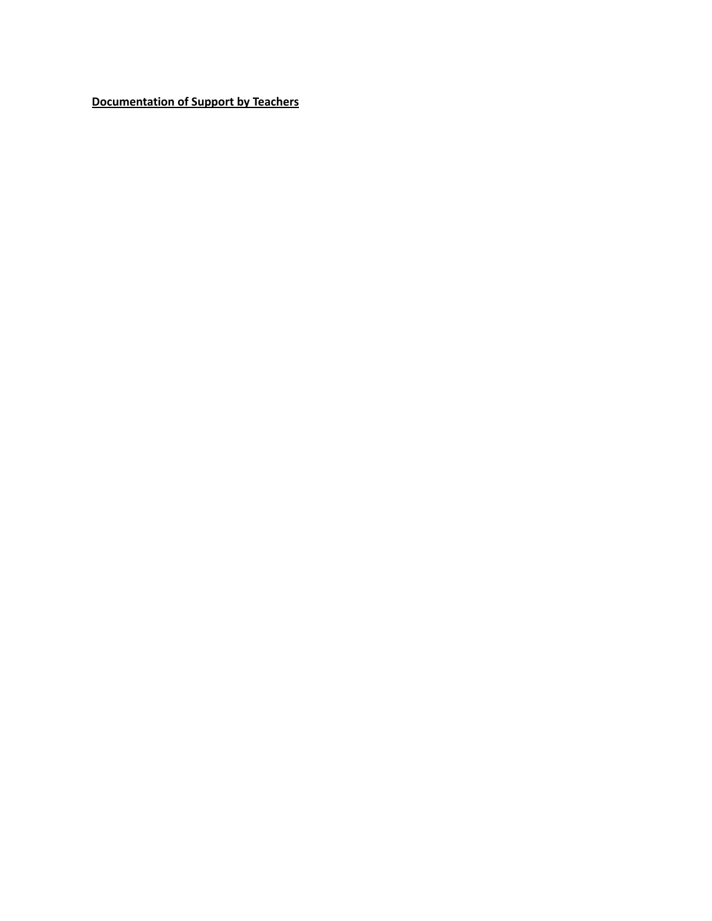**Documentation of Support by Teachers**